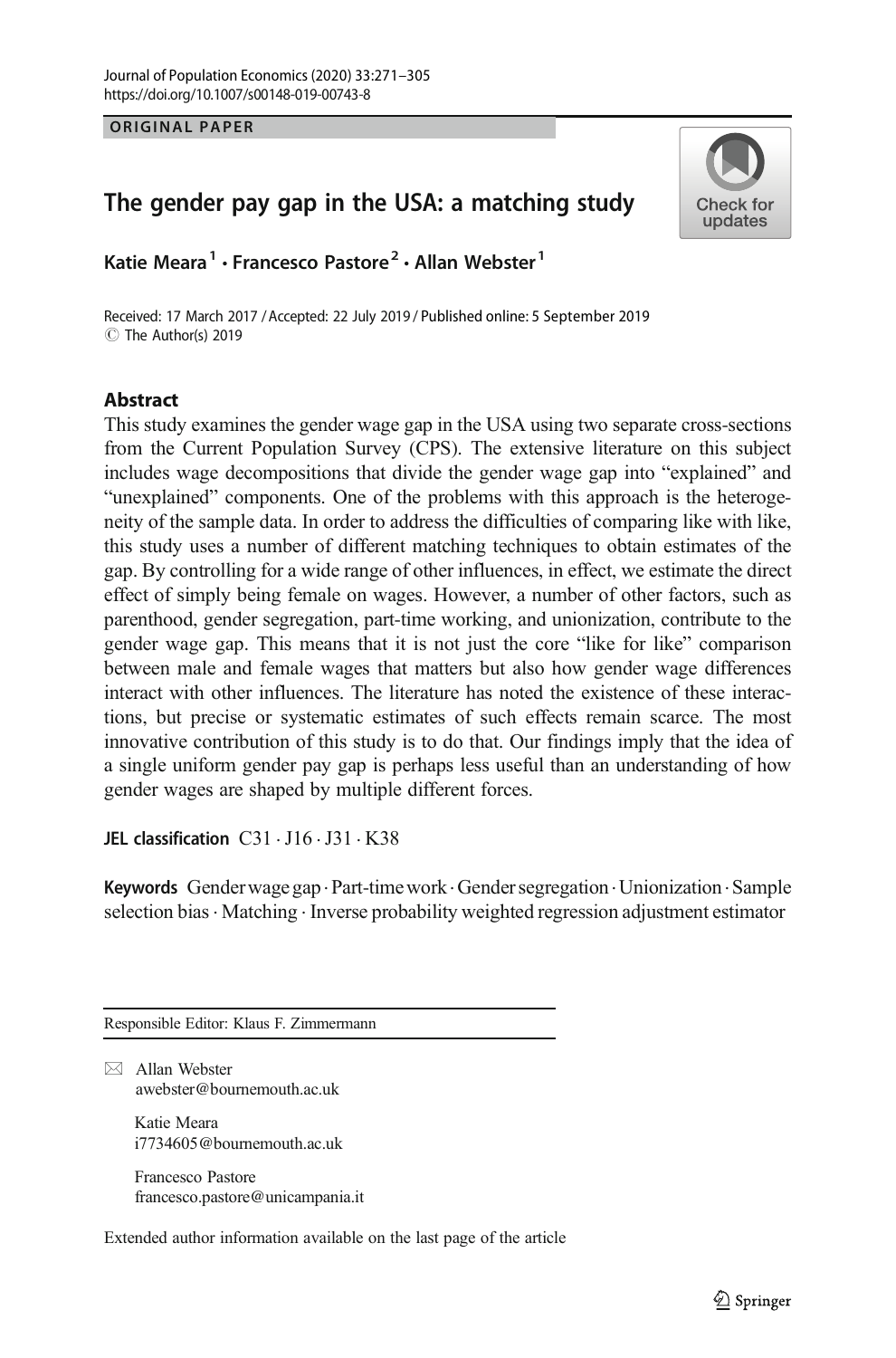ORIGINAL PAPER

# The gender pay gap in the USA: a matching study

Katie Meara[1] · Francesco Pastore[2] · Allan Webster[1]

Received: 17 March 2017 / Accepted: 22 July 2019 / Published online: 5 September 2019
© The Author(s) 2019

## Abstract

This study examines the gender wage gap in the USA using two separate cross-sections from the Current Population Survey (CPS). The extensive literature on this subject includes wage decompositions that divide the gender wage gap into "explained" and "unexplained" components. One of the problems with this approach is the heterogeneity of the sample data. In order to address the difficulties of comparing like with like, this study uses a number of different matching techniques to obtain estimates of the gap. By controlling for a wide range of other influences, in effect, we estimate the direct effect of simply being female on wages. However, a number of other factors, such as parenthood, gender segregation, part-time working, and unionization, contribute to the gender wage gap. This means that it is not just the core "like for like" comparison between male and female wages that matters but also how gender wage differences interact with other influences. The literature has noted the existence of these interactions, but precise or systematic estimates of such effects remain scarce. The most innovative contribution of this study is to do that. Our findings imply that the idea of a single uniform gender pay gap is perhaps less useful than an understanding of how gender wages are shaped by multiple different forces.

**JEL classification** C31 · J16 · J31 · K38

**Keywords** Gender wage gap · Part-time work · Gender segregation · Unionization · Sample selection bias · Matching · Inverse probability weighted regression adjustment estimator

---

Responsible Editor: Klaus F. Zimmermann

✉ Allan Webster
awebster@bournemouth.ac.uk

Katie Meara
i7734605@bournemouth.ac.uk

Francesco Pastore
francesco.pastore@unicampania.it

Extended author information available on the last page of the article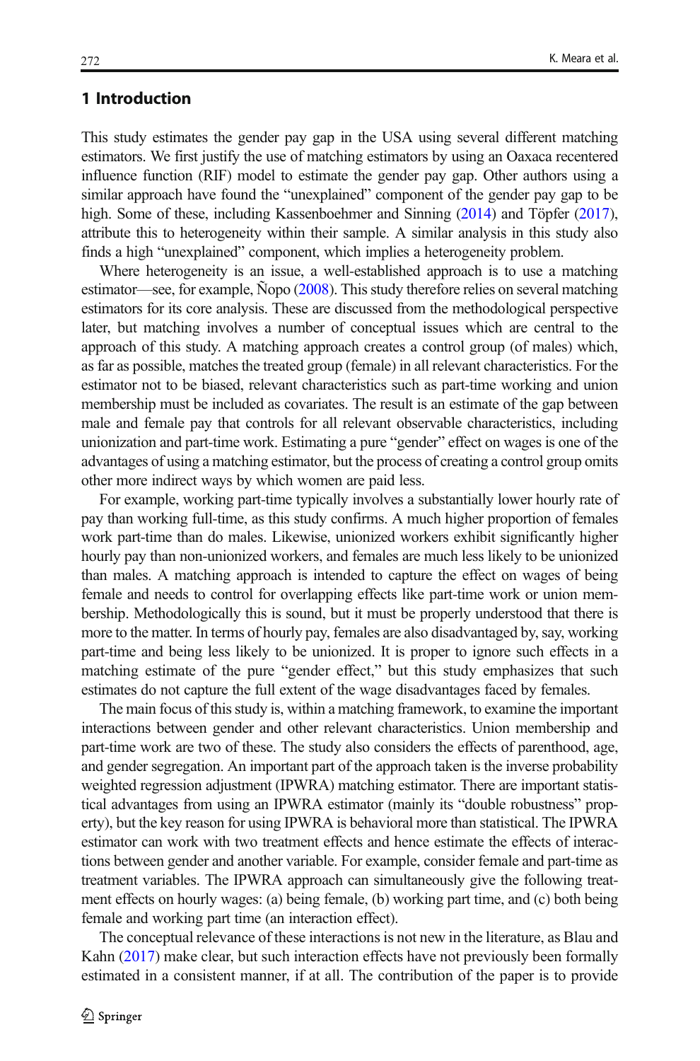## 1 Introduction

This study estimates the gender pay gap in the USA using several different matching estimators. We first justify the use of matching estimators by using an Oaxaca recentered influence function (RIF) model to estimate the gender pay gap. Other authors using a similar approach have found the "unexplained" component of the gender pay gap to be high. Some of these, including Kassenboehmer and Sinning (2014) and Töpfer (2017), attribute this to heterogeneity within their sample. A similar analysis in this study also finds a high "unexplained" component, which implies a heterogeneity problem.

Where heterogeneity is an issue, a well-established approach is to use a matching estimator—see, for example, Ñopo (2008). This study therefore relies on several matching estimators for its core analysis. These are discussed from the methodological perspective later, but matching involves a number of conceptual issues which are central to the approach of this study. A matching approach creates a control group (of males) which, as far as possible, matches the treated group (female) in all relevant characteristics. For the estimator not to be biased, relevant characteristics such as part-time working and union membership must be included as covariates. The result is an estimate of the gap between male and female pay that controls for all relevant observable characteristics, including unionization and part-time work. Estimating a pure "gender" effect on wages is one of the advantages of using a matching estimator, but the process of creating a control group omits other more indirect ways by which women are paid less.

For example, working part-time typically involves a substantially lower hourly rate of pay than working full-time, as this study confirms. A much higher proportion of females work part-time than do males. Likewise, unionized workers exhibit significantly higher hourly pay than non-unionized workers, and females are much less likely to be unionized than males. A matching approach is intended to capture the effect on wages of being female and needs to control for overlapping effects like part-time work or union membership. Methodologically this is sound, but it must be properly understood that there is more to the matter. In terms of hourly pay, females are also disadvantaged by, say, working part-time and being less likely to be unionized. It is proper to ignore such effects in a matching estimate of the pure "gender effect," but this study emphasizes that such estimates do not capture the full extent of the wage disadvantages faced by females.

The main focus of this study is, within a matching framework, to examine the important interactions between gender and other relevant characteristics. Union membership and part-time work are two of these. The study also considers the effects of parenthood, age, and gender segregation. An important part of the approach taken is the inverse probability weighted regression adjustment (IPWRA) matching estimator. There are important statistical advantages from using an IPWRA estimator (mainly its "double robustness" property), but the key reason for using IPWRA is behavioral more than statistical. The IPWRA estimator can work with two treatment effects and hence estimate the effects of interactions between gender and another variable. For example, consider female and part-time as treatment variables. The IPWRA approach can simultaneously give the following treatment effects on hourly wages: (a) being female, (b) working part time, and (c) both being female and working part time (an interaction effect).

The conceptual relevance of these interactions is not new in the literature, as Blau and Kahn (2017) make clear, but such interaction effects have not previously been formally estimated in a consistent manner, if at all. The contribution of the paper is to provide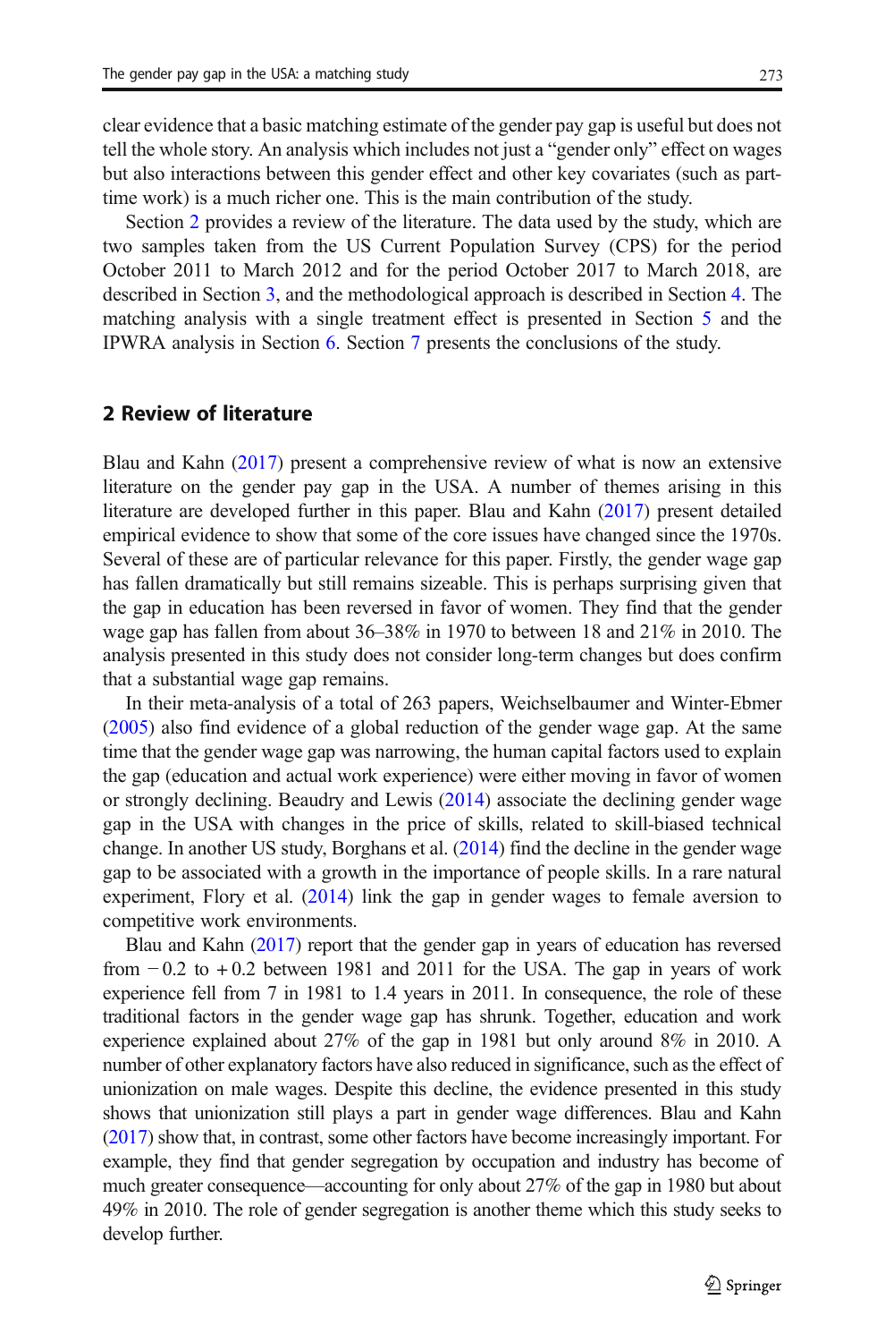clear evidence that a basic matching estimate of the gender pay gap is useful but does not tell the whole story. An analysis which includes not just a "gender only" effect on wages but also interactions between this gender effect and other key covariates (such as part-time work) is a much richer one. This is the main contribution of the study.

Section 2 provides a review of the literature. The data used by the study, which are two samples taken from the US Current Population Survey (CPS) for the period October 2011 to March 2012 and for the period October 2017 to March 2018, are described in Section 3, and the methodological approach is described in Section 4. The matching analysis with a single treatment effect is presented in Section 5 and the IPWRA analysis in Section 6. Section 7 presents the conclusions of the study.

## 2 Review of literature

Blau and Kahn (2017) present a comprehensive review of what is now an extensive literature on the gender pay gap in the USA. A number of themes arising in this literature are developed further in this paper. Blau and Kahn (2017) present detailed empirical evidence to show that some of the core issues have changed since the 1970s. Several of these are of particular relevance for this paper. Firstly, the gender wage gap has fallen dramatically but still remains sizeable. This is perhaps surprising given that the gap in education has been reversed in favor of women. They find that the gender wage gap has fallen from about 36–38% in 1970 to between 18 and 21% in 2010. The analysis presented in this study does not consider long-term changes but does confirm that a substantial wage gap remains.

In their meta-analysis of a total of 263 papers, Weichselbaumer and Winter-Ebmer (2005) also find evidence of a global reduction of the gender wage gap. At the same time that the gender wage gap was narrowing, the human capital factors used to explain the gap (education and actual work experience) were either moving in favor of women or strongly declining. Beaudry and Lewis (2014) associate the declining gender wage gap in the USA with changes in the price of skills, related to skill-biased technical change. In another US study, Borghans et al. (2014) find the decline in the gender wage gap to be associated with a growth in the importance of people skills. In a rare natural experiment, Flory et al. (2014) link the gap in gender wages to female aversion to competitive work environments.

Blau and Kahn (2017) report that the gender gap in years of education has reversed from −0.2 to +0.2 between 1981 and 2011 for the USA. The gap in years of work experience fell from 7 in 1981 to 1.4 years in 2011. In consequence, the role of these traditional factors in the gender wage gap has shrunk. Together, education and work experience explained about 27% of the gap in 1981 but only around 8% in 2010. A number of other explanatory factors have also reduced in significance, such as the effect of unionization on male wages. Despite this decline, the evidence presented in this study shows that unionization still plays a part in gender wage differences. Blau and Kahn (2017) show that, in contrast, some other factors have become increasingly important. For example, they find that gender segregation by occupation and industry has become of much greater consequence—accounting for only about 27% of the gap in 1980 but about 49% in 2010. The role of gender segregation is another theme which this study seeks to develop further.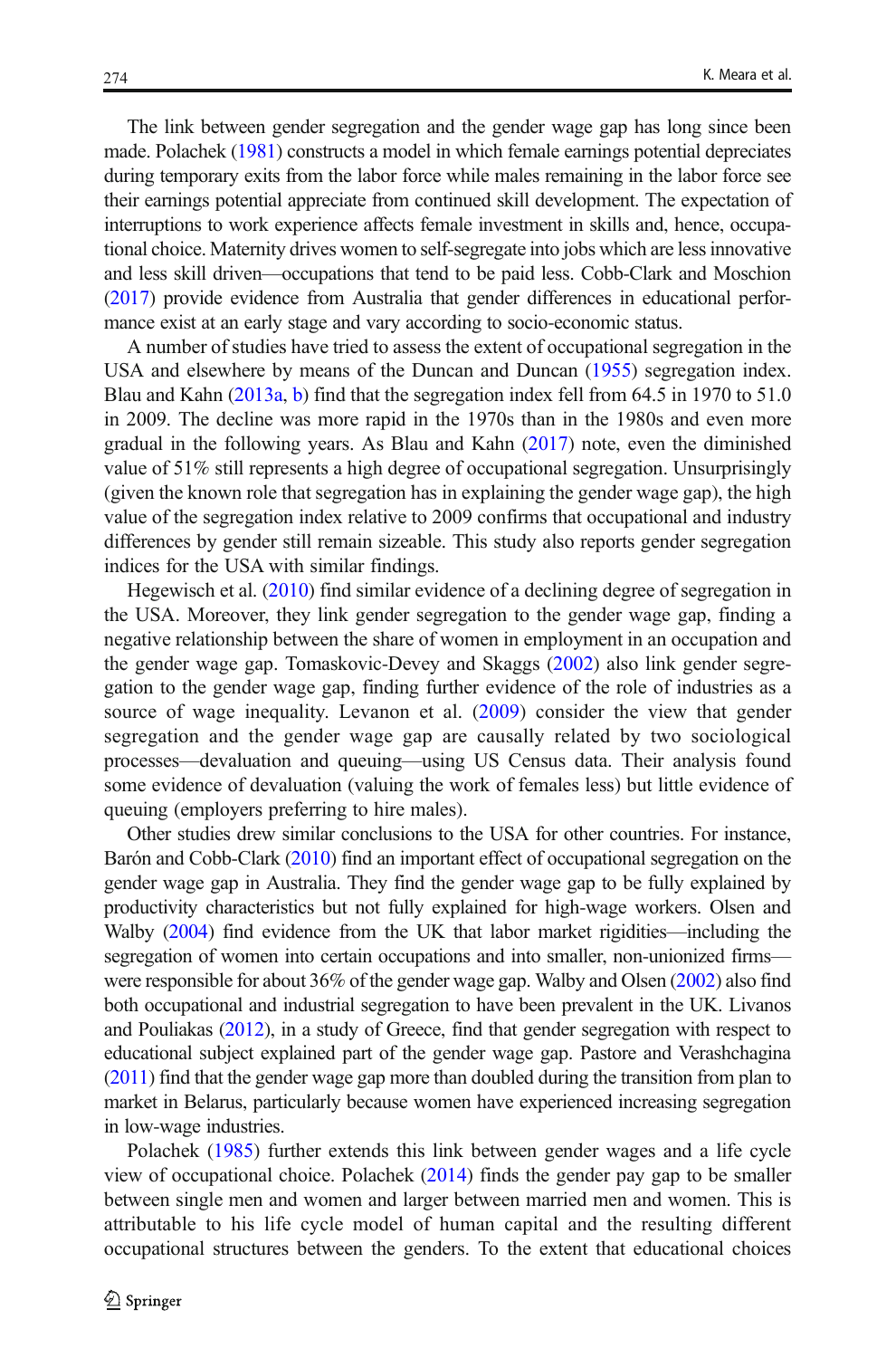The link between gender segregation and the gender wage gap has long since been made. Polachek (1981) constructs a model in which female earnings potential depreciates during temporary exits from the labor force while males remaining in the labor force see their earnings potential appreciate from continued skill development. The expectation of interruptions to work experience affects female investment in skills and, hence, occupational choice. Maternity drives women to self-segregate into jobs which are less innovative and less skill driven—occupations that tend to be paid less. Cobb-Clark and Moschion (2017) provide evidence from Australia that gender differences in educational performance exist at an early stage and vary according to socio-economic status.

A number of studies have tried to assess the extent of occupational segregation in the USA and elsewhere by means of the Duncan and Duncan (1955) segregation index. Blau and Kahn (2013a, b) find that the segregation index fell from 64.5 in 1970 to 51.0 in 2009. The decline was more rapid in the 1970s than in the 1980s and even more gradual in the following years. As Blau and Kahn (2017) note, even the diminished value of 51% still represents a high degree of occupational segregation. Unsurprisingly (given the known role that segregation has in explaining the gender wage gap), the high value of the segregation index relative to 2009 confirms that occupational and industry differences by gender still remain sizeable. This study also reports gender segregation indices for the USA with similar findings.

Hegewisch et al. (2010) find similar evidence of a declining degree of segregation in the USA. Moreover, they link gender segregation to the gender wage gap, finding a negative relationship between the share of women in employment in an occupation and the gender wage gap. Tomaskovic-Devey and Skaggs (2002) also link gender segregation to the gender wage gap, finding further evidence of the role of industries as a source of wage inequality. Levanon et al. (2009) consider the view that gender segregation and the gender wage gap are causally related by two sociological processes—devaluation and queuing—using US Census data. Their analysis found some evidence of devaluation (valuing the work of females less) but little evidence of queuing (employers preferring to hire males).

Other studies drew similar conclusions to the USA for other countries. For instance, Barón and Cobb-Clark (2010) find an important effect of occupational segregation on the gender wage gap in Australia. They find the gender wage gap to be fully explained by productivity characteristics but not fully explained for high-wage workers. Olsen and Walby (2004) find evidence from the UK that labor market rigidities—including the segregation of women into certain occupations and into smaller, non-unionized firms—were responsible for about 36% of the gender wage gap. Walby and Olsen (2002) also find both occupational and industrial segregation to have been prevalent in the UK. Livanos and Pouliakas (2012), in a study of Greece, find that gender segregation with respect to educational subject explained part of the gender wage gap. Pastore and Verashchagina (2011) find that the gender wage gap more than doubled during the transition from plan to market in Belarus, particularly because women have experienced increasing segregation in low-wage industries.

Polachek (1985) further extends this link between gender wages and a life cycle view of occupational choice. Polachek (2014) finds the gender pay gap to be smaller between single men and women and larger between married men and women. This is attributable to his life cycle model of human capital and the resulting different occupational structures between the genders. To the extent that educational choices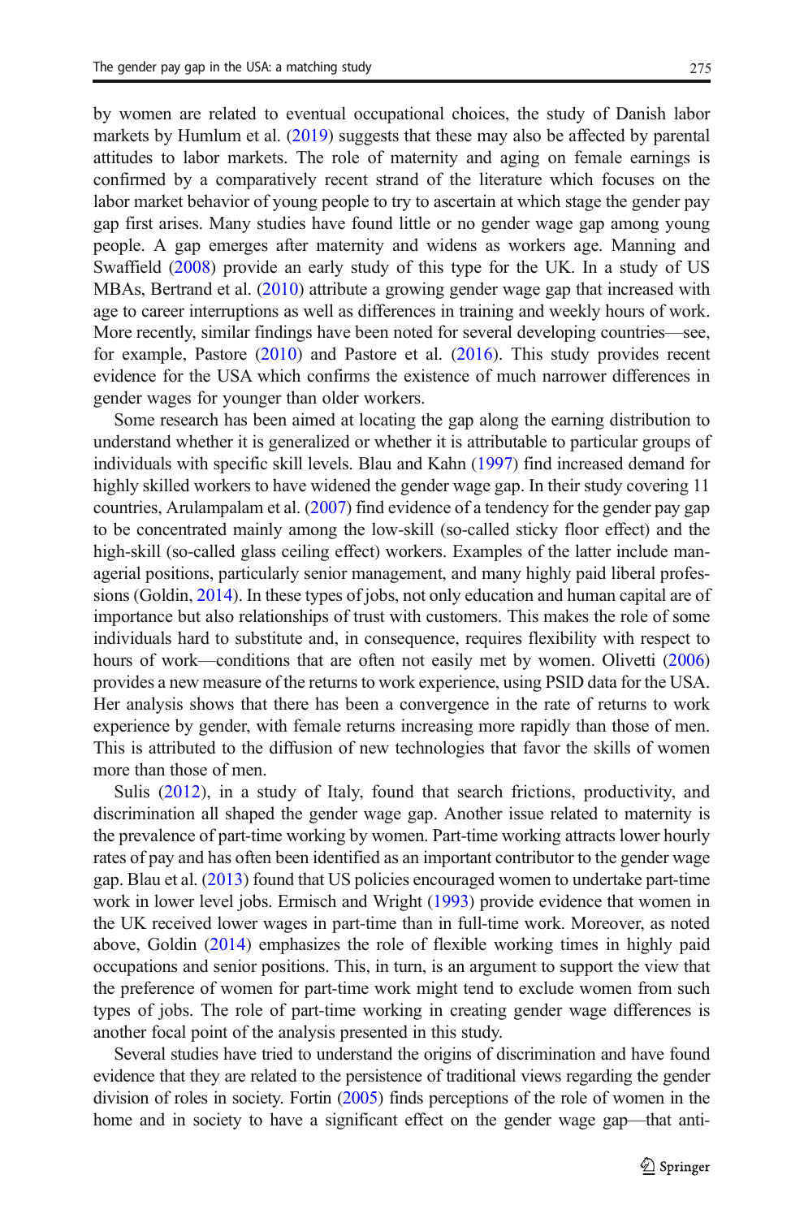by women are related to eventual occupational choices, the study of Danish labor markets by Humlum et al. (2019) suggests that these may also be affected by parental attitudes to labor markets. The role of maternity and aging on female earnings is confirmed by a comparatively recent strand of the literature which focuses on the labor market behavior of young people to try to ascertain at which stage the gender pay gap first arises. Many studies have found little or no gender wage gap among young people. A gap emerges after maternity and widens as workers age. Manning and Swaffield (2008) provide an early study of this type for the UK. In a study of US MBAs, Bertrand et al. (2010) attribute a growing gender wage gap that increased with age to career interruptions as well as differences in training and weekly hours of work. More recently, similar findings have been noted for several developing countries—see, for example, Pastore (2010) and Pastore et al. (2016). This study provides recent evidence for the USA which confirms the existence of much narrower differences in gender wages for younger than older workers.

Some research has been aimed at locating the gap along the earning distribution to understand whether it is generalized or whether it is attributable to particular groups of individuals with specific skill levels. Blau and Kahn (1997) find increased demand for highly skilled workers to have widened the gender wage gap. In their study covering 11 countries, Arulampalam et al. (2007) find evidence of a tendency for the gender pay gap to be concentrated mainly among the low-skill (so-called sticky floor effect) and the high-skill (so-called glass ceiling effect) workers. Examples of the latter include managerial positions, particularly senior management, and many highly paid liberal professions (Goldin, 2014). In these types of jobs, not only education and human capital are of importance but also relationships of trust with customers. This makes the role of some individuals hard to substitute and, in consequence, requires flexibility with respect to hours of work—conditions that are often not easily met by women. Olivetti (2006) provides a new measure of the returns to work experience, using PSID data for the USA. Her analysis shows that there has been a convergence in the rate of returns to work experience by gender, with female returns increasing more rapidly than those of men. This is attributed to the diffusion of new technologies that favor the skills of women more than those of men.

Sulis (2012), in a study of Italy, found that search frictions, productivity, and discrimination all shaped the gender wage gap. Another issue related to maternity is the prevalence of part-time working by women. Part-time working attracts lower hourly rates of pay and has often been identified as an important contributor to the gender wage gap. Blau et al. (2013) found that US policies encouraged women to undertake part-time work in lower level jobs. Ermisch and Wright (1993) provide evidence that women in the UK received lower wages in part-time than in full-time work. Moreover, as noted above, Goldin (2014) emphasizes the role of flexible working times in highly paid occupations and senior positions. This, in turn, is an argument to support the view that the preference of women for part-time work might tend to exclude women from such types of jobs. The role of part-time working in creating gender wage differences is another focal point of the analysis presented in this study.

Several studies have tried to understand the origins of discrimination and have found evidence that they are related to the persistence of traditional views regarding the gender division of roles in society. Fortin (2005) finds perceptions of the role of women in the home and in society to have a significant effect on the gender wage gap—that anti-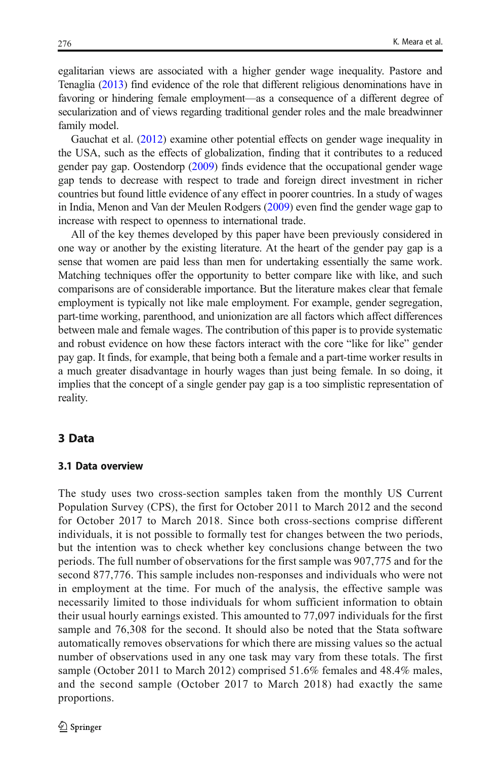egalitarian views are associated with a higher gender wage inequality. Pastore and Tenaglia (2013) find evidence of the role that different religious denominations have in favoring or hindering female employment—as a consequence of a different degree of secularization and of views regarding traditional gender roles and the male breadwinner family model.

Gauchat et al. (2012) examine other potential effects on gender wage inequality in the USA, such as the effects of globalization, finding that it contributes to a reduced gender pay gap. Oostendorp (2009) finds evidence that the occupational gender wage gap tends to decrease with respect to trade and foreign direct investment in richer countries but found little evidence of any effect in poorer countries. In a study of wages in India, Menon and Van der Meulen Rodgers (2009) even find the gender wage gap to increase with respect to openness to international trade.

All of the key themes developed by this paper have been previously considered in one way or another by the existing literature. At the heart of the gender pay gap is a sense that women are paid less than men for undertaking essentially the same work. Matching techniques offer the opportunity to better compare like with like, and such comparisons are of considerable importance. But the literature makes clear that female employment is typically not like male employment. For example, gender segregation, part-time working, parenthood, and unionization are all factors which affect differences between male and female wages. The contribution of this paper is to provide systematic and robust evidence on how these factors interact with the core "like for like" gender pay gap. It finds, for example, that being both a female and a part-time worker results in a much greater disadvantage in hourly wages than just being female. In so doing, it implies that the concept of a single gender pay gap is a too simplistic representation of reality.

## 3 Data

### 3.1 Data overview

The study uses two cross-section samples taken from the monthly US Current Population Survey (CPS), the first for October 2011 to March 2012 and the second for October 2017 to March 2018. Since both cross-sections comprise different individuals, it is not possible to formally test for changes between the two periods, but the intention was to check whether key conclusions change between the two periods. The full number of observations for the first sample was 907,775 and for the second 877,776. This sample includes non-responses and individuals who were not in employment at the time. For much of the analysis, the effective sample was necessarily limited to those individuals for whom sufficient information to obtain their usual hourly earnings existed. This amounted to 77,097 individuals for the first sample and 76,308 for the second. It should also be noted that the Stata software automatically removes observations for which there are missing values so the actual number of observations used in any one task may vary from these totals. The first sample (October 2011 to March 2012) comprised 51.6% females and 48.4% males, and the second sample (October 2017 to March 2018) had exactly the same proportions.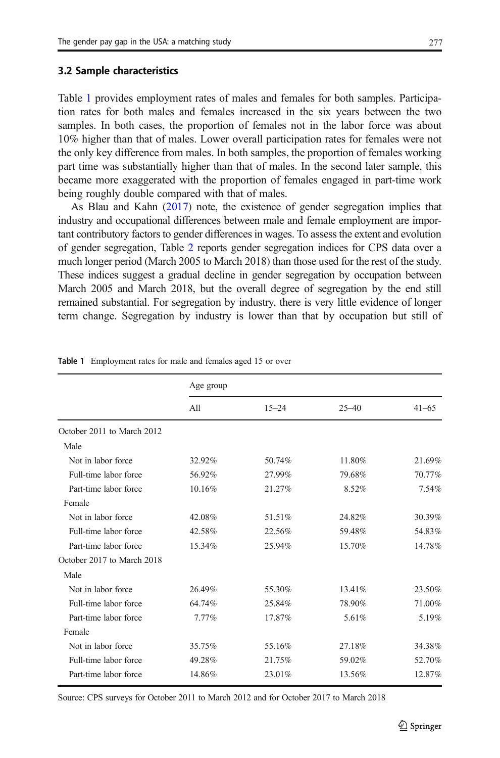### 3.2 Sample characteristics

Table 1 provides employment rates of males and females for both samples. Participation rates for both males and females increased in the six years between the two samples. In both cases, the proportion of females not in the labor force was about 10% higher than that of males. Lower overall participation rates for females were not the only key difference from males. In both samples, the proportion of females working part time was substantially higher than that of males. In the second later sample, this became more exaggerated with the proportion of females engaged in part-time work being roughly double compared with that of males.

As Blau and Kahn (2017) note, the existence of gender segregation implies that industry and occupational differences between male and female employment are important contributory factors to gender differences in wages. To assess the extent and evolution of gender segregation, Table 2 reports gender segregation indices for CPS data over a much longer period (March 2005 to March 2018) than those used for the rest of the study. These indices suggest a gradual decline in gender segregation by occupation between March 2005 and March 2018, but the overall degree of segregation by the end still remained substantial. For segregation by industry, there is very little evidence of longer term change. Segregation by industry is lower than that by occupation but still of

**Table 1** Employment rates for male and females aged 15 or over

| | Age group | | | |
|---|---|---|---|---|
| | All | 15–24 | 25–40 | 41–65 |
| October 2011 to March 2012 | | | | |
| Male | | | | |
| Not in labor force | 32.92% | 50.74% | 11.80% | 21.69% |
| Full-time labor force | 56.92% | 27.99% | 79.68% | 70.77% |
| Part-time labor force | 10.16% | 21.27% | 8.52% | 7.54% |
| Female | | | | |
| Not in labor force | 42.08% | 51.51% | 24.82% | 30.39% |
| Full-time labor force | 42.58% | 22.56% | 59.48% | 54.83% |
| Part-time labor force | 15.34% | 25.94% | 15.70% | 14.78% |
| October 2017 to March 2018 | | | | |
| Male | | | | |
| Not in labor force | 26.49% | 55.30% | 13.41% | 23.50% |
| Full-time labor force | 64.74% | 25.84% | 78.90% | 71.00% |
| Part-time labor force | 7.77% | 17.87% | 5.61% | 5.19% |
| Female | | | | |
| Not in labor force | 35.75% | 55.16% | 27.18% | 34.38% |
| Full-time labor force | 49.28% | 21.75% | 59.02% | 52.70% |
| Part-time labor force | 14.86% | 23.01% | 13.56% | 12.87% |

Source: CPS surveys for October 2011 to March 2012 and for October 2017 to March 2018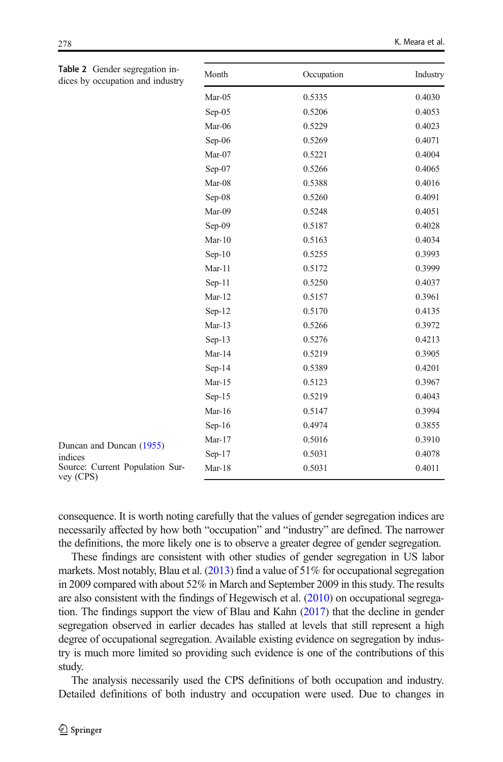**Table 2** Gender segregation indices by occupation and industry

| Month | Occupation | Industry |
|---|---|---|
| Mar-05 | 0.5335 | 0.4030 |
| Sep-05 | 0.5206 | 0.4053 |
| Mar-06 | 0.5229 | 0.4023 |
| Sep-06 | 0.5269 | 0.4071 |
| Mar-07 | 0.5221 | 0.4004 |
| Sep-07 | 0.5266 | 0.4065 |
| Mar-08 | 0.5388 | 0.4016 |
| Sep-08 | 0.5260 | 0.4091 |
| Mar-09 | 0.5248 | 0.4051 |
| Sep-09 | 0.5187 | 0.4028 |
| Mar-10 | 0.5163 | 0.4034 |
| Sep-10 | 0.5255 | 0.3993 |
| Mar-11 | 0.5172 | 0.3999 |
| Sep-11 | 0.5250 | 0.4037 |
| Mar-12 | 0.5157 | 0.3961 |
| Sep-12 | 0.5170 | 0.4135 |
| Mar-13 | 0.5266 | 0.3972 |
| Sep-13 | 0.5276 | 0.4213 |
| Mar-14 | 0.5219 | 0.3905 |
| Sep-14 | 0.5389 | 0.4201 |
| Mar-15 | 0.5123 | 0.3967 |
| Sep-15 | 0.5219 | 0.4043 |
| Mar-16 | 0.5147 | 0.3994 |
| Sep-16 | 0.4974 | 0.3855 |
| Mar-17 | 0.5016 | 0.3910 |
| Sep-17 | 0.5031 | 0.4078 |
| Mar-18 | 0.5031 | 0.4011 |

Duncan and Duncan (1955) indices
Source: Current Population Survey (CPS)

consequence. It is worth noting carefully that the values of gender segregation indices are necessarily affected by how both "occupation" and "industry" are defined. The narrower the definitions, the more likely one is to observe a greater degree of gender segregation.

These findings are consistent with other studies of gender segregation in US labor markets. Most notably, Blau et al. (2013) find a value of 51% for occupational segregation in 2009 compared with about 52% in March and September 2009 in this study. The results are also consistent with the findings of Hegewisch et al. (2010) on occupational segregation. The findings support the view of Blau and Kahn (2017) that the decline in gender segregation observed in earlier decades has stalled at levels that still represent a high degree of occupational segregation. Available existing evidence on segregation by industry is much more limited so providing such evidence is one of the contributions of this study.

The analysis necessarily used the CPS definitions of both occupation and industry. Detailed definitions of both industry and occupation were used. Due to changes in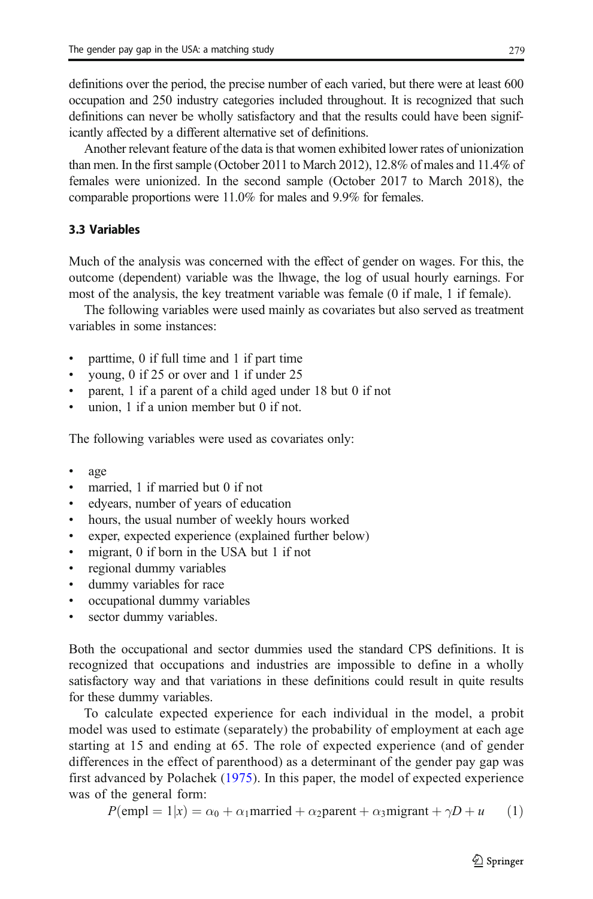definitions over the period, the precise number of each varied, but there were at least 600 occupation and 250 industry categories included throughout. It is recognized that such definitions can never be wholly satisfactory and that the results could have been significantly affected by a different alternative set of definitions.

Another relevant feature of the data is that women exhibited lower rates of unionization than men. In the first sample (October 2011 to March 2012), 12.8% of males and 11.4% of females were unionized. In the second sample (October 2017 to March 2018), the comparable proportions were 11.0% for males and 9.9% for females.

### 3.3 Variables

Much of the analysis was concerned with the effect of gender on wages. For this, the outcome (dependent) variable was the lhwage, the log of usual hourly earnings. For most of the analysis, the key treatment variable was female (0 if male, 1 if female).

The following variables were used mainly as covariates but also served as treatment variables in some instances:

- parttime, 0 if full time and 1 if part time
- young, 0 if 25 or over and 1 if under 25
- parent, 1 if a parent of a child aged under 18 but 0 if not
- union, 1 if a union member but 0 if not.

The following variables were used as covariates only:

- age
- married, 1 if married but 0 if not
- edyears, number of years of education
- hours, the usual number of weekly hours worked
- exper, expected experience (explained further below)
- migrant, 0 if born in the USA but 1 if not
- regional dummy variables
- dummy variables for race
- occupational dummy variables
- sector dummy variables.

Both the occupational and sector dummies used the standard CPS definitions. It is recognized that occupations and industries are impossible to define in a wholly satisfactory way and that variations in these definitions could result in quite results for these dummy variables.

To calculate expected experience for each individual in the model, a probit model was used to estimate (separately) the probability of employment at each age starting at 15 and ending at 65. The role of expected experience (and of gender differences in the effect of parenthood) as a determinant of the gender pay gap was first advanced by Polachek (1975). In this paper, the model of expected experience was of the general form:

$$P(\text{empl} = 1|x) = \alpha_0 + \alpha_1\text{married} + \alpha_2\text{parent} + \alpha_3\text{migrant} + \gamma D + u \qquad (1)$$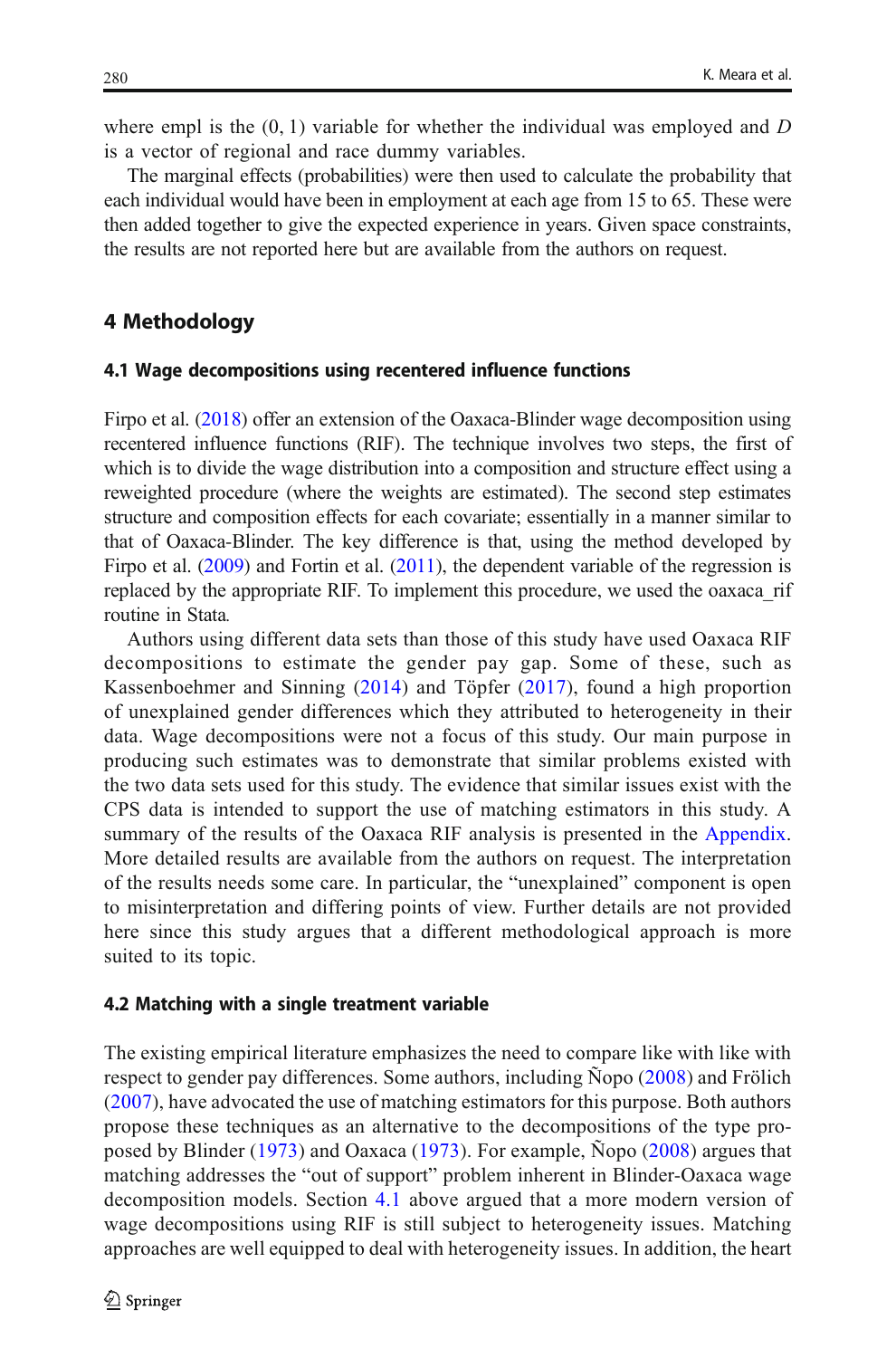where empl is the (0, 1) variable for whether the individual was employed and $D$ is a vector of regional and race dummy variables.

The marginal effects (probabilities) were then used to calculate the probability that each individual would have been in employment at each age from 15 to 65. These were then added together to give the expected experience in years. Given space constraints, the results are not reported here but are available from the authors on request.

## 4 Methodology

### 4.1 Wage decompositions using recentered influence functions

Firpo et al. (2018) offer an extension of the Oaxaca-Blinder wage decomposition using recentered influence functions (RIF). The technique involves two steps, the first of which is to divide the wage distribution into a composition and structure effect using a reweighted procedure (where the weights are estimated). The second step estimates structure and composition effects for each covariate; essentially in a manner similar to that of Oaxaca-Blinder. The key difference is that, using the method developed by Firpo et al. (2009) and Fortin et al. (2011), the dependent variable of the regression is replaced by the appropriate RIF. To implement this procedure, we used the oaxaca_rif routine in Stata.

Authors using different data sets than those of this study have used Oaxaca RIF decompositions to estimate the gender pay gap. Some of these, such as Kassenboehmer and Sinning (2014) and Töpfer (2017), found a high proportion of unexplained gender differences which they attributed to heterogeneity in their data. Wage decompositions were not a focus of this study. Our main purpose in producing such estimates was to demonstrate that similar problems existed with the two data sets used for this study. The evidence that similar issues exist with the CPS data is intended to support the use of matching estimators in this study. A summary of the results of the Oaxaca RIF analysis is presented in the Appendix. More detailed results are available from the authors on request. The interpretation of the results needs some care. In particular, the "unexplained" component is open to misinterpretation and differing points of view. Further details are not provided here since this study argues that a different methodological approach is more suited to its topic.

### 4.2 Matching with a single treatment variable

The existing empirical literature emphasizes the need to compare like with like with respect to gender pay differences. Some authors, including Ñopo (2008) and Frölich (2007), have advocated the use of matching estimators for this purpose. Both authors propose these techniques as an alternative to the decompositions of the type proposed by Blinder (1973) and Oaxaca (1973). For example, Ñopo (2008) argues that matching addresses the "out of support" problem inherent in Blinder-Oaxaca wage decomposition models. Section 4.1 above argued that a more modern version of wage decompositions using RIF is still subject to heterogeneity issues. Matching approaches are well equipped to deal with heterogeneity issues. In addition, the heart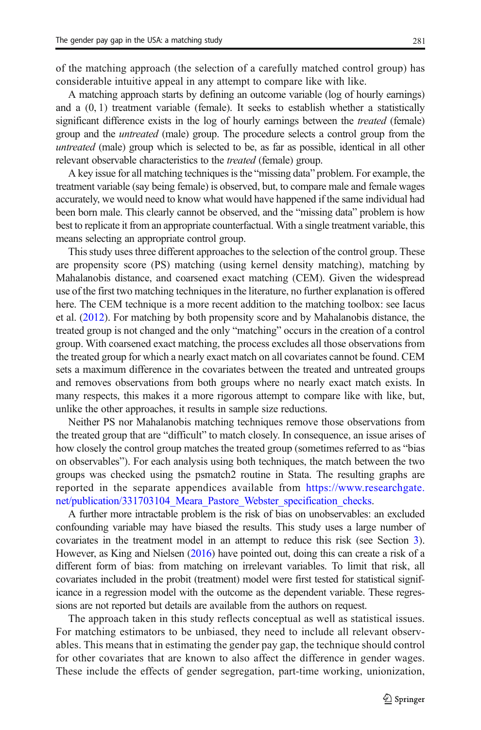of the matching approach (the selection of a carefully matched control group) has considerable intuitive appeal in any attempt to compare like with like.

A matching approach starts by defining an outcome variable (log of hourly earnings) and a (0, 1) treatment variable (female). It seeks to establish whether a statistically significant difference exists in the log of hourly earnings between the *treated* (female) group and the *untreated* (male) group. The procedure selects a control group from the *untreated* (male) group which is selected to be, as far as possible, identical in all other relevant observable characteristics to the *treated* (female) group.

A key issue for all matching techniques is the "missing data" problem. For example, the treatment variable (say being female) is observed, but, to compare male and female wages accurately, we would need to know what would have happened if the same individual had been born male. This clearly cannot be observed, and the "missing data" problem is how best to replicate it from an appropriate counterfactual. With a single treatment variable, this means selecting an appropriate control group.

This study uses three different approaches to the selection of the control group. These are propensity score (PS) matching (using kernel density matching), matching by Mahalanobis distance, and coarsened exact matching (CEM). Given the widespread use of the first two matching techniques in the literature, no further explanation is offered here. The CEM technique is a more recent addition to the matching toolbox: see Iacus et al. (2012). For matching by both propensity score and by Mahalanobis distance, the treated group is not changed and the only "matching" occurs in the creation of a control group. With coarsened exact matching, the process excludes all those observations from the treated group for which a nearly exact match on all covariates cannot be found. CEM sets a maximum difference in the covariates between the treated and untreated groups and removes observations from both groups where no nearly exact match exists. In many respects, this makes it a more rigorous attempt to compare like with like, but, unlike the other approaches, it results in sample size reductions.

Neither PS nor Mahalanobis matching techniques remove those observations from the treated group that are "difficult" to match closely. In consequence, an issue arises of how closely the control group matches the treated group (sometimes referred to as "bias on observables"). For each analysis using both techniques, the match between the two groups was checked using the psmatch2 routine in Stata. The resulting graphs are reported in the separate appendices available from https://www.researchgate.net/publication/331703104_Meara_Pastore_Webster_specification_checks.

A further more intractable problem is the risk of bias on unobservables: an excluded confounding variable may have biased the results. This study uses a large number of covariates in the treatment model in an attempt to reduce this risk (see Section 3). However, as King and Nielsen (2016) have pointed out, doing this can create a risk of a different form of bias: from matching on irrelevant variables. To limit that risk, all covariates included in the probit (treatment) model were first tested for statistical significance in a regression model with the outcome as the dependent variable. These regressions are not reported but details are available from the authors on request.

The approach taken in this study reflects conceptual as well as statistical issues. For matching estimators to be unbiased, they need to include all relevant observables. This means that in estimating the gender pay gap, the technique should control for other covariates that are known to also affect the difference in gender wages. These include the effects of gender segregation, part-time working, unionization,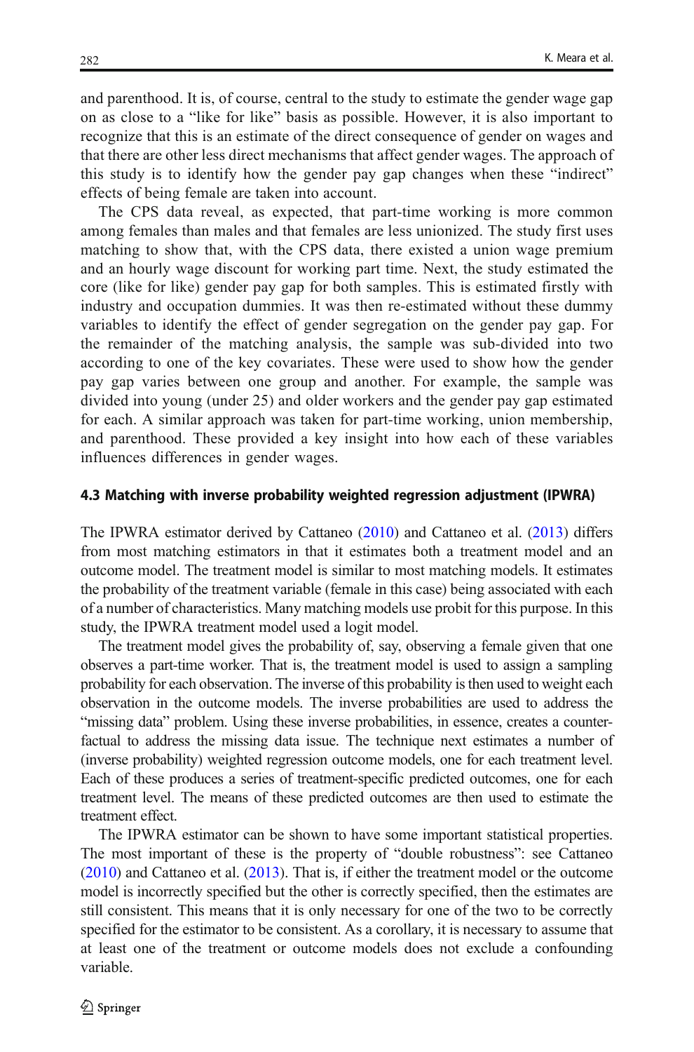and parenthood. It is, of course, central to the study to estimate the gender wage gap on as close to a "like for like" basis as possible. However, it is also important to recognize that this is an estimate of the direct consequence of gender on wages and that there are other less direct mechanisms that affect gender wages. The approach of this study is to identify how the gender pay gap changes when these "indirect" effects of being female are taken into account.

The CPS data reveal, as expected, that part-time working is more common among females than males and that females are less unionized. The study first uses matching to show that, with the CPS data, there existed a union wage premium and an hourly wage discount for working part time. Next, the study estimated the core (like for like) gender pay gap for both samples. This is estimated firstly with industry and occupation dummies. It was then re-estimated without these dummy variables to identify the effect of gender segregation on the gender pay gap. For the remainder of the matching analysis, the sample was sub-divided into two according to one of the key covariates. These were used to show how the gender pay gap varies between one group and another. For example, the sample was divided into young (under 25) and older workers and the gender pay gap estimated for each. A similar approach was taken for part-time working, union membership, and parenthood. These provided a key insight into how each of these variables influences differences in gender wages.

### 4.3 Matching with inverse probability weighted regression adjustment (IPWRA)

The IPWRA estimator derived by Cattaneo (2010) and Cattaneo et al. (2013) differs from most matching estimators in that it estimates both a treatment model and an outcome model. The treatment model is similar to most matching models. It estimates the probability of the treatment variable (female in this case) being associated with each of a number of characteristics. Many matching models use probit for this purpose. In this study, the IPWRA treatment model used a logit model.

The treatment model gives the probability of, say, observing a female given that one observes a part-time worker. That is, the treatment model is used to assign a sampling probability for each observation. The inverse of this probability is then used to weight each observation in the outcome models. The inverse probabilities are used to address the "missing data" problem. Using these inverse probabilities, in essence, creates a counterfactual to address the missing data issue. The technique next estimates a number of (inverse probability) weighted regression outcome models, one for each treatment level. Each of these produces a series of treatment-specific predicted outcomes, one for each treatment level. The means of these predicted outcomes are then used to estimate the treatment effect.

The IPWRA estimator can be shown to have some important statistical properties. The most important of these is the property of "double robustness": see Cattaneo (2010) and Cattaneo et al. (2013). That is, if either the treatment model or the outcome model is incorrectly specified but the other is correctly specified, then the estimates are still consistent. This means that it is only necessary for one of the two to be correctly specified for the estimator to be consistent. As a corollary, it is necessary to assume that at least one of the treatment or outcome models does not exclude a confounding variable.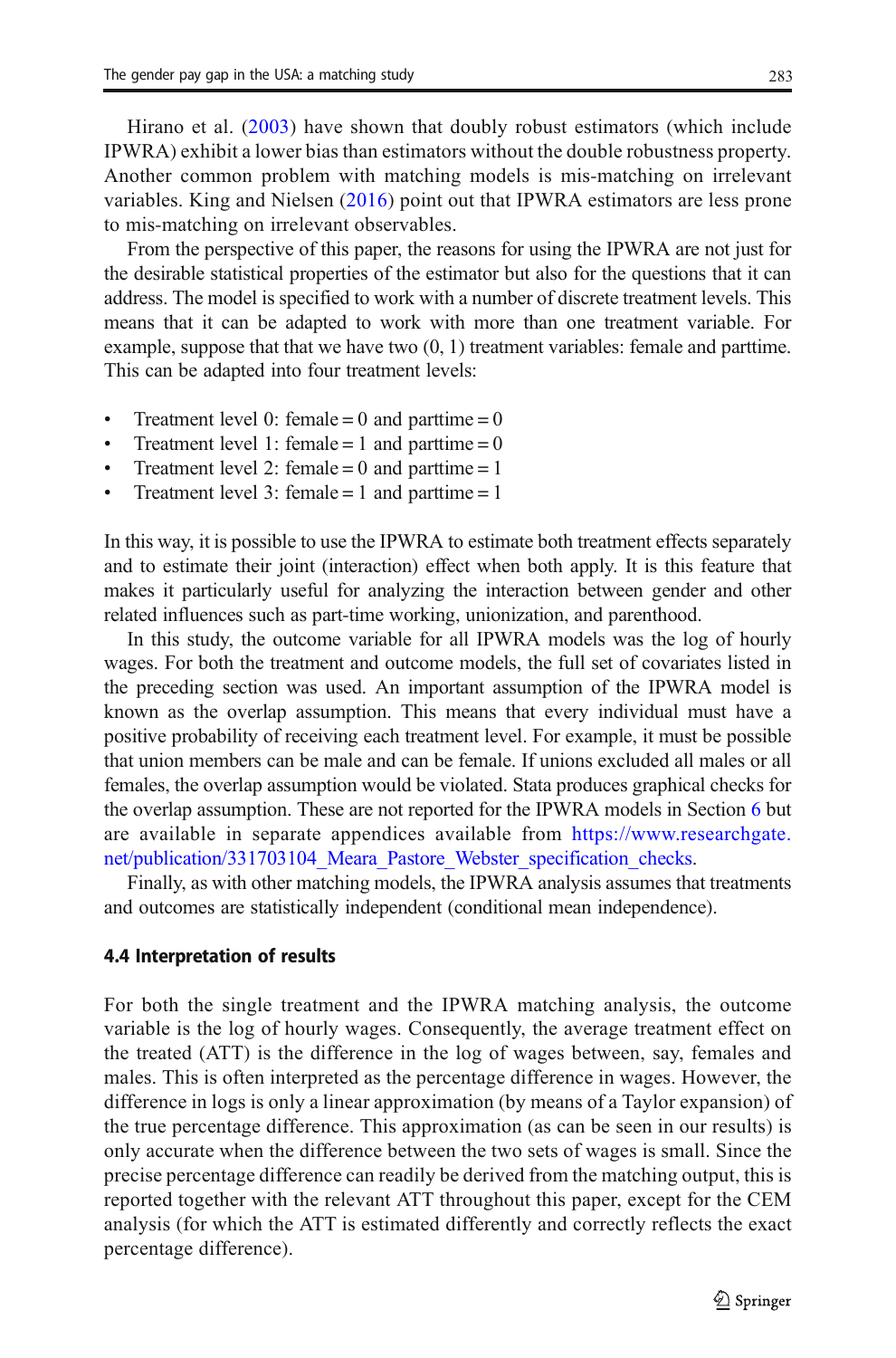Hirano et al. (2003) have shown that doubly robust estimators (which include IPWRA) exhibit a lower bias than estimators without the double robustness property. Another common problem with matching models is mis-matching on irrelevant variables. King and Nielsen (2016) point out that IPWRA estimators are less prone to mis-matching on irrelevant observables.

From the perspective of this paper, the reasons for using the IPWRA are not just for the desirable statistical properties of the estimator but also for the questions that it can address. The model is specified to work with a number of discrete treatment levels. This means that it can be adapted to work with more than one treatment variable. For example, suppose that that we have two (0, 1) treatment variables: female and parttime. This can be adapted into four treatment levels:

- Treatment level 0: female = 0 and parttime = 0
- Treatment level 1: female = 1 and parttime = 0
- Treatment level 2: female = 0 and parttime = 1
- Treatment level 3: female = 1 and parttime = 1

In this way, it is possible to use the IPWRA to estimate both treatment effects separately and to estimate their joint (interaction) effect when both apply. It is this feature that makes it particularly useful for analyzing the interaction between gender and other related influences such as part-time working, unionization, and parenthood.

In this study, the outcome variable for all IPWRA models was the log of hourly wages. For both the treatment and outcome models, the full set of covariates listed in the preceding section was used. An important assumption of the IPWRA model is known as the overlap assumption. This means that every individual must have a positive probability of receiving each treatment level. For example, it must be possible that union members can be male and can be female. If unions excluded all males or all females, the overlap assumption would be violated. Stata produces graphical checks for the overlap assumption. These are not reported for the IPWRA models in Section 6 but are available in separate appendices available from https://www.researchgate.net/publication/331703104_Meara_Pastore_Webster_specification_checks.

Finally, as with other matching models, the IPWRA analysis assumes that treatments and outcomes are statistically independent (conditional mean independence).

### 4.4 Interpretation of results

For both the single treatment and the IPWRA matching analysis, the outcome variable is the log of hourly wages. Consequently, the average treatment effect on the treated (ATT) is the difference in the log of wages between, say, females and males. This is often interpreted as the percentage difference in wages. However, the difference in logs is only a linear approximation (by means of a Taylor expansion) of the true percentage difference. This approximation (as can be seen in our results) is only accurate when the difference between the two sets of wages is small. Since the precise percentage difference can readily be derived from the matching output, this is reported together with the relevant ATT throughout this paper, except for the CEM analysis (for which the ATT is estimated differently and correctly reflects the exact percentage difference).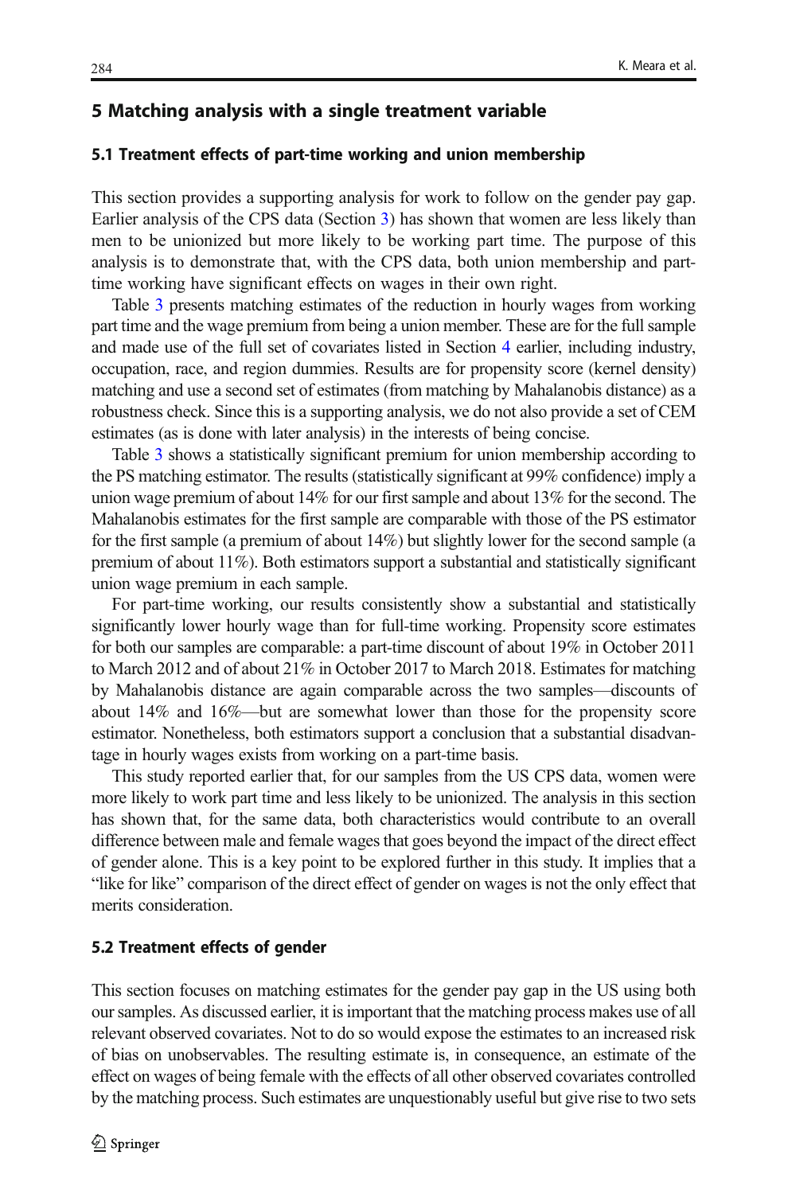## 5 Matching analysis with a single treatment variable

### 5.1 Treatment effects of part-time working and union membership

This section provides a supporting analysis for work to follow on the gender pay gap. Earlier analysis of the CPS data (Section 3) has shown that women are less likely than men to be unionized but more likely to be working part time. The purpose of this analysis is to demonstrate that, with the CPS data, both union membership and part-time working have significant effects on wages in their own right.

Table 3 presents matching estimates of the reduction in hourly wages from working part time and the wage premium from being a union member. These are for the full sample and made use of the full set of covariates listed in Section 4 earlier, including industry, occupation, race, and region dummies. Results are for propensity score (kernel density) matching and use a second set of estimates (from matching by Mahalanobis distance) as a robustness check. Since this is a supporting analysis, we do not also provide a set of CEM estimates (as is done with later analysis) in the interests of being concise.

Table 3 shows a statistically significant premium for union membership according to the PS matching estimator. The results (statistically significant at 99% confidence) imply a union wage premium of about 14% for our first sample and about 13% for the second. The Mahalanobis estimates for the first sample are comparable with those of the PS estimator for the first sample (a premium of about 14%) but slightly lower for the second sample (a premium of about 11%). Both estimators support a substantial and statistically significant union wage premium in each sample.

For part-time working, our results consistently show a substantial and statistically significantly lower hourly wage than for full-time working. Propensity score estimates for both our samples are comparable: a part-time discount of about 19% in October 2011 to March 2012 and of about 21% in October 2017 to March 2018. Estimates for matching by Mahalanobis distance are again comparable across the two samples—discounts of about 14% and 16%—but are somewhat lower than those for the propensity score estimator. Nonetheless, both estimators support a conclusion that a substantial disadvantage in hourly wages exists from working on a part-time basis.

This study reported earlier that, for our samples from the US CPS data, women were more likely to work part time and less likely to be unionized. The analysis in this section has shown that, for the same data, both characteristics would contribute to an overall difference between male and female wages that goes beyond the impact of the direct effect of gender alone. This is a key point to be explored further in this study. It implies that a "like for like" comparison of the direct effect of gender on wages is not the only effect that merits consideration.

### 5.2 Treatment effects of gender

This section focuses on matching estimates for the gender pay gap in the US using both our samples. As discussed earlier, it is important that the matching process makes use of all relevant observed covariates. Not to do so would expose the estimates to an increased risk of bias on unobservables. The resulting estimate is, in consequence, an estimate of the effect on wages of being female with the effects of all other observed covariates controlled by the matching process. Such estimates are unquestionably useful but give rise to two sets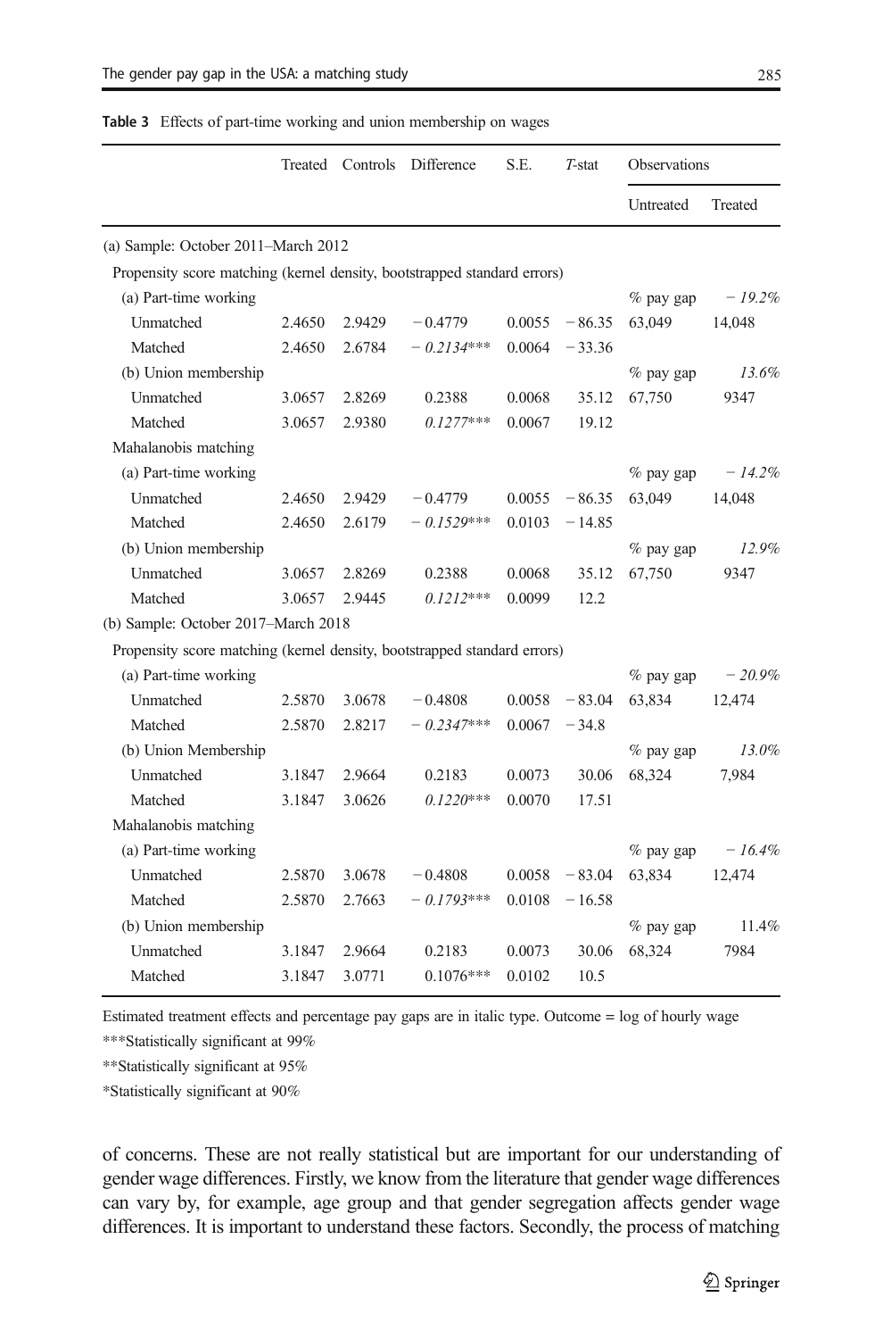**Table 3** Effects of part-time working and union membership on wages

| | Treated | Controls | Difference | S.E. | *T*-stat | Observations | |
|---|---|---|---|---|---|---|---|
| | | | | | | Untreated | Treated |
| (a) Sample: October 2011–March 2012 | | | | | | | |
| Propensity score matching (kernel density, bootstrapped standard errors) | | | | | | | |
| (a) Part-time working | | | | | | % pay gap | *−19.2%* |
| Unmatched | 2.4650 | 2.9429 | −0.4779 | 0.0055 | −86.35 | 63,049 | 14,048 |
| Matched | 2.4650 | 2.6784 | *−0.2134****  | 0.0064 | −33.36 | | |
| (b) Union membership | | | | | | % pay gap | *13.6%* |
| Unmatched | 3.0657 | 2.8269 | 0.2388 | 0.0068 | 35.12 | 67,750 | 9347 |
| Matched | 3.0657 | 2.9380 | *0.1277**** | 0.0067 | 19.12 | | |
| Mahalanobis matching | | | | | | | |
| (a) Part-time working | | | | | | % pay gap | *−14.2%* |
| Unmatched | 2.4650 | 2.9429 | −0.4779 | 0.0055 | −86.35 | 63,049 | 14,048 |
| Matched | 2.4650 | 2.6179 | *−0.1529**** | 0.0103 | −14.85 | | |
| (b) Union membership | | | | | | % pay gap | *12.9%* |
| Unmatched | 3.0657 | 2.8269 | 0.2388 | 0.0068 | 35.12 | 67,750 | 9347 |
| Matched | 3.0657 | 2.9445 | *0.1212**** | 0.0099 | 12.2 | | |
| (b) Sample: October 2017–March 2018 | | | | | | | |
| Propensity score matching (kernel density, bootstrapped standard errors) | | | | | | | |
| (a) Part-time working | | | | | | % pay gap | *−20.9%* |
| Unmatched | 2.5870 | 3.0678 | −0.4808 | 0.0058 | −83.04 | 63,834 | 12,474 |
| Matched | 2.5870 | 2.8217 | *−0.2347**** | 0.0067 | −34.8 | | |
| (b) Union Membership | | | | | | % pay gap | *13.0%* |
| Unmatched | 3.1847 | 2.9664 | 0.2183 | 0.0073 | 30.06 | 68,324 | 7,984 |
| Matched | 3.1847 | 3.0626 | *0.1220**** | 0.0070 | 17.51 | | |
| Mahalanobis matching | | | | | | | |
| (a) Part-time working | | | | | | % pay gap | *−16.4%* |
| Unmatched | 2.5870 | 3.0678 | −0.4808 | 0.0058 | −83.04 | 63,834 | 12,474 |
| Matched | 2.5870 | 2.7663 | *−0.1793**** | 0.0108 | −16.58 | | |
| (b) Union membership | | | | | | % pay gap | 11.4% |
| Unmatched | 3.1847 | 2.9664 | 0.2183 | 0.0073 | 30.06 | 68,324 | 7984 |
| Matched | 3.1847 | 3.0771 | 0.1076*** | 0.0102 | 10.5 | | |

Estimated treatment effects and percentage pay gaps are in italic type. Outcome = log of hourly wage

***Statistically significant at 99%

**Statistically significant at 95%

*Statistically significant at 90%

of concerns. These are not really statistical but are important for our understanding of gender wage differences. Firstly, we know from the literature that gender wage differences can vary by, for example, age group and that gender segregation affects gender wage differences. It is important to understand these factors. Secondly, the process of matching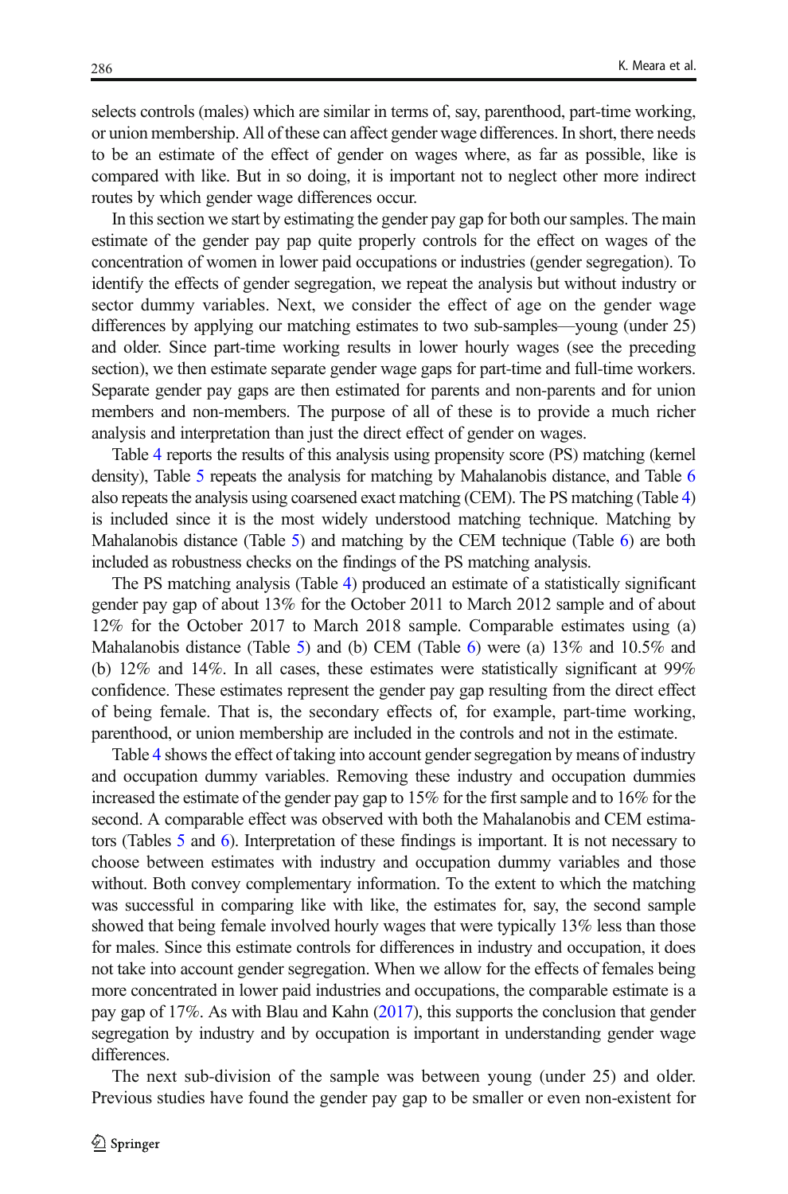selects controls (males) which are similar in terms of, say, parenthood, part-time working, or union membership. All of these can affect gender wage differences. In short, there needs to be an estimate of the effect of gender on wages where, as far as possible, like is compared with like. But in so doing, it is important not to neglect other more indirect routes by which gender wage differences occur.

In this section we start by estimating the gender pay gap for both our samples. The main estimate of the gender pay pap quite properly controls for the effect on wages of the concentration of women in lower paid occupations or industries (gender segregation). To identify the effects of gender segregation, we repeat the analysis but without industry or sector dummy variables. Next, we consider the effect of age on the gender wage differences by applying our matching estimates to two sub-samples—young (under 25) and older. Since part-time working results in lower hourly wages (see the preceding section), we then estimate separate gender wage gaps for part-time and full-time workers. Separate gender pay gaps are then estimated for parents and non-parents and for union members and non-members. The purpose of all of these is to provide a much richer analysis and interpretation than just the direct effect of gender on wages.

Table 4 reports the results of this analysis using propensity score (PS) matching (kernel density), Table 5 repeats the analysis for matching by Mahalanobis distance, and Table 6 also repeats the analysis using coarsened exact matching (CEM). The PS matching (Table 4) is included since it is the most widely understood matching technique. Matching by Mahalanobis distance (Table 5) and matching by the CEM technique (Table 6) are both included as robustness checks on the findings of the PS matching analysis.

The PS matching analysis (Table 4) produced an estimate of a statistically significant gender pay gap of about 13% for the October 2011 to March 2012 sample and of about 12% for the October 2017 to March 2018 sample. Comparable estimates using (a) Mahalanobis distance (Table 5) and (b) CEM (Table 6) were (a) 13% and 10.5% and (b) 12% and 14%. In all cases, these estimates were statistically significant at 99% confidence. These estimates represent the gender pay gap resulting from the direct effect of being female. That is, the secondary effects of, for example, part-time working, parenthood, or union membership are included in the controls and not in the estimate.

Table 4 shows the effect of taking into account gender segregation by means of industry and occupation dummy variables. Removing these industry and occupation dummies increased the estimate of the gender pay gap to 15% for the first sample and to 16% for the second. A comparable effect was observed with both the Mahalanobis and CEM estimators (Tables 5 and 6). Interpretation of these findings is important. It is not necessary to choose between estimates with industry and occupation dummy variables and those without. Both convey complementary information. To the extent to which the matching was successful in comparing like with like, the estimates for, say, the second sample showed that being female involved hourly wages that were typically 13% less than those for males. Since this estimate controls for differences in industry and occupation, it does not take into account gender segregation. When we allow for the effects of females being more concentrated in lower paid industries and occupations, the comparable estimate is a pay gap of 17%. As with Blau and Kahn (2017), this supports the conclusion that gender segregation by industry and by occupation is important in understanding gender wage differences.

The next sub-division of the sample was between young (under 25) and older. Previous studies have found the gender pay gap to be smaller or even non-existent for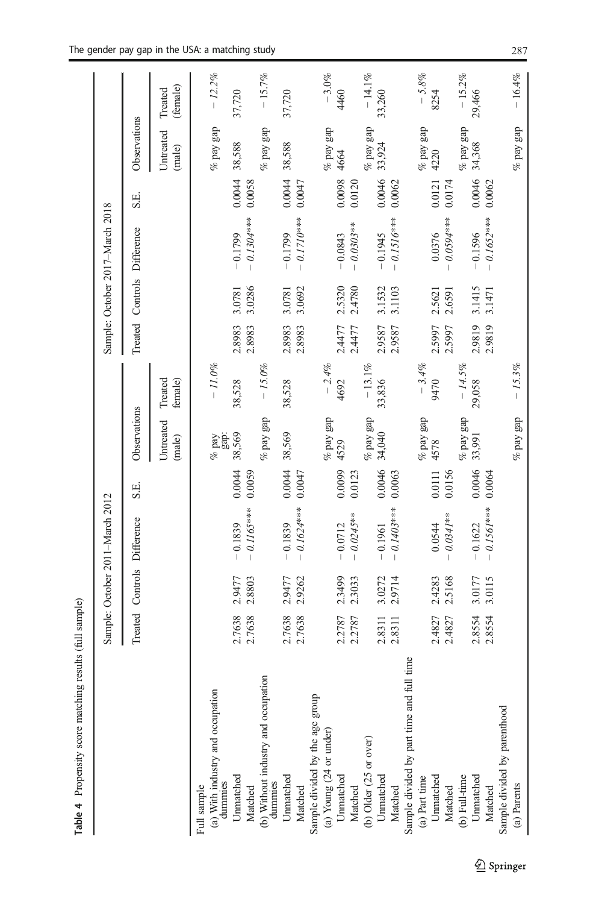**Table 4** Propensity score matching results (full sample)

| | Sample: October 2011–March 2012 | | | | | | Sample: October 2017–March 2018 | | | | | |
|---|---|---|---|---|---|---|---|---|---|---|---|---|
| | Treated | Controls | Difference | S.E. | Observations | | Treated | Controls | Difference | S.E. | Observations | |
| | | | | | Untreated (male) | Treated (female) | | | | | Untreated (male) | Treated (female) |
| Full sample | | | | | | | | | | | | |
| (a) With industry and occupation dummies | | | | | % pay gap: | *− 11.0%* | | | | | % pay gap | *− 12.2%* |
| Unmatched | 2.7638 | 2.9477 | − 0.1839 | 0.0044 | 38,569 | 38,528 | 2.8983 | 3.0781 | − 0.1799 | 0.0044 | 38,588 | 37,720 |
| Matched | 2.7638 | 2.8803 | *− 0.1165**** | 0.0059 | | | 2.8983 | 3.0286 | *− 0.1304**** | 0.0058 | | |
| (b) Without industry and occupation dummies | | | | | % pay gap | *− 15.0%* | | | | | % pay gap | *− 15.7%* |
| Unmatched | 2.7638 | 2.9477 | − 0.1839 | 0.0044 | 38,569 | 38,528 | 2.8983 | 3.0781 | − 0.1799 | 0.0044 | 38,588 | 37,720 |
| Matched | 2.7638 | 2.9262 | *− 0.1624**** | 0.0047 | | | 2.8983 | 3.0692 | *− 0.1710**** | 0.0047 | | |
| Sample divided by the age group | | | | | | | | | | | | |
| (a) Young (24 or under) | | | | | % pay gap | *− 2.4%* | | | | | % pay gap | *− 3.0%* |
| Unmatched | 2.2787 | 2.3499 | − 0.0712 | 0.0099 | 4529 | 4692 | 2.4477 | 2.5320 | − 0.0843 | 0.0098 | 4664 | 4460 |
| Matched | 2.2787 | 2.3033 | *− 0.0245*** | 0.0123 | | | 2.4477 | 2.4780 | *− 0.0303*** | 0.0120 | | |
| (b) Older (25 or over) | | | | | % pay gap | *− 13.1%* | | | | | % pay gap | *− 14.1%* |
| Unmatched | 2.8311 | 3.0272 | − 0.1961 | 0.0046 | 34,040 | 33,836 | 2.9587 | 3.1532 | − 0.1945 | 0.0046 | 33,924 | 33,260 |
| Matched | 2.8311 | 2.9714 | *− 0.1403**** | 0.0063 | | | 2.9587 | 3.1103 | *− 0.1516**** | 0.0062 | | |
| Sample divided by part time and full time | | | | | | | | | | | | |
| (a) Part time | | | | | % pay gap | *− 3.4%* | | | | | % pay gap | *− 5.8%* |
| Unmatched | 2.4827 | 2.4283 | 0.0544 | 0.0111 | 4578 | 9470 | 2.5997 | 2.5621 | 0.0376 | 0.0121 | 4220 | 8254 |
| Matched | 2.4827 | 2.5168 | *− 0.0341*** | 0.0156 | | | 2.5997 | 2.6591 | *− 0.0594**** | 0.0174 | | |
| (b) Full-time | | | | | % pay gap | *− 14.5%* | | | | | % pay gap | *− 15.2%* |
| Unmatched | 2.8554 | 3.0177 | − 0.1622 | 0.0046 | 33,991 | 29,058 | 2.9819 | 3.1415 | − 0.1596 | 0.0046 | 34,368 | 29,466 |
| Matched | 2.8554 | 3.0115 | *− 0.1561**** | 0.0064 | | | 2.9819 | 3.1471 | *− 0.1652**** | 0.0062 | | |
| Sample divided by parenthood | | | | | | | | | | | | |
| (a) Parents | | | | | % pay gap | *− 15.3%* | | | | | % pay gap | *− 16.4%* |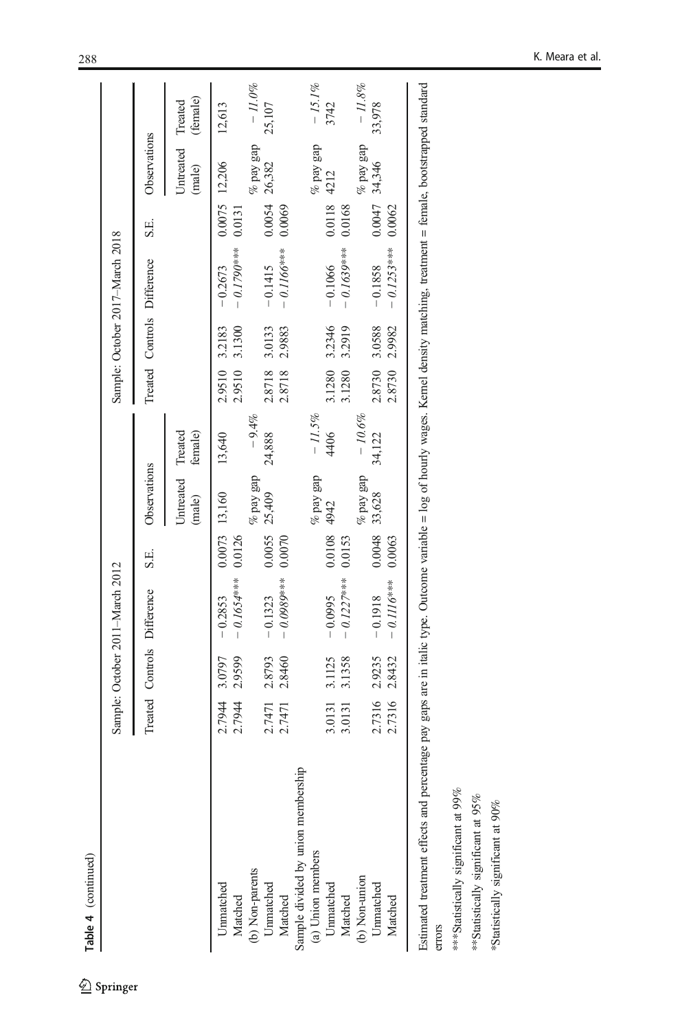**Table 4** (continued)

| | Sample: October 2011–March 2012 | | | | Observations | | Sample: October 2017–March 2018 | | | | Observations | |
|---|---|---|---|---|---|---|---|---|---|---|---|---|
| | Treated | Controls | Difference | S.E. | Untreated (male) | Treated (female) | Treated | Controls | Difference | S.E. | Untreated (male) | Treated (female) |
| Unmatched | 2.7944 | 3.0797 | − 0.2853 | 0.0073 | 13,160 | 13,640 | 2.9510 | 3.2183 | − 0.2673 | 0.0075 | 12,206 | 12,613 |
| Matched | 2.7944 | 2.9599 | *− 0.1654**** | 0.0126 | | | 2.9510 | 3.1300 | *− 0.1790**** | 0.0131 | | |
| (b) Non-parents | | | | | *% pay gap* | *− 9.4%* | | | | | *% pay gap* | *− 11.0%* |
| Unmatched | 2.7471 | 2.8793 | − 0.1323 | 0.0055 | 25,409 | 24,888 | 2.8718 | 3.0133 | − 0.1415 | 0.0054 | 26,382 | 25,107 |
| Matched | 2.7471 | 2.8460 | *− 0.0989**** | 0.0070 | | | 2.8718 | 2.9883 | *− 0.1166**** | 0.0069 | | |
| Sample divided by union membership | | | | | | | | | | | | |
| (a) Union members | | | | | *% pay gap* | *− 11.5%* | | | | | *% pay gap* | *− 15.1%* |
| Unmatched | 3.0131 | 3.1125 | − 0.0995 | 0.0108 | 4942 | 4406 | 3.1280 | 3.2346 | − 0.1066 | 0.0118 | 4212 | 3742 |
| Matched | 3.0131 | 3.1358 | *− 0.1227**** | 0.0153 | | | 3.1280 | 3.2919 | *− 0.1639**** | 0.0168 | | |
| (b) Non-union | | | | | *% pay gap* | *− 10.6%* | | | | | *% pay gap* | *− 11.8%* |
| Unmatched | 2.7316 | 2.9235 | − 0.1918 | 0.0048 | 33,628 | 34,122 | 2.8730 | 3.0588 | − 0.1858 | 0.0047 | 34,346 | 33,978 |
| Matched | 2.7316 | 2.8432 | *− 0.1116**** | 0.0063 | | | 2.8730 | 2.9982 | *− 0.1253**** | 0.0062 | | |

Estimated treatment effects and percentage pay gaps are in italic type. Outcome variable = log of hourly wages. Kernel density matching, treatment = female, bootstrapped standard errors

***Statistically significant at 99%

**Statistically significant at 95%

*Statistically significant at 90%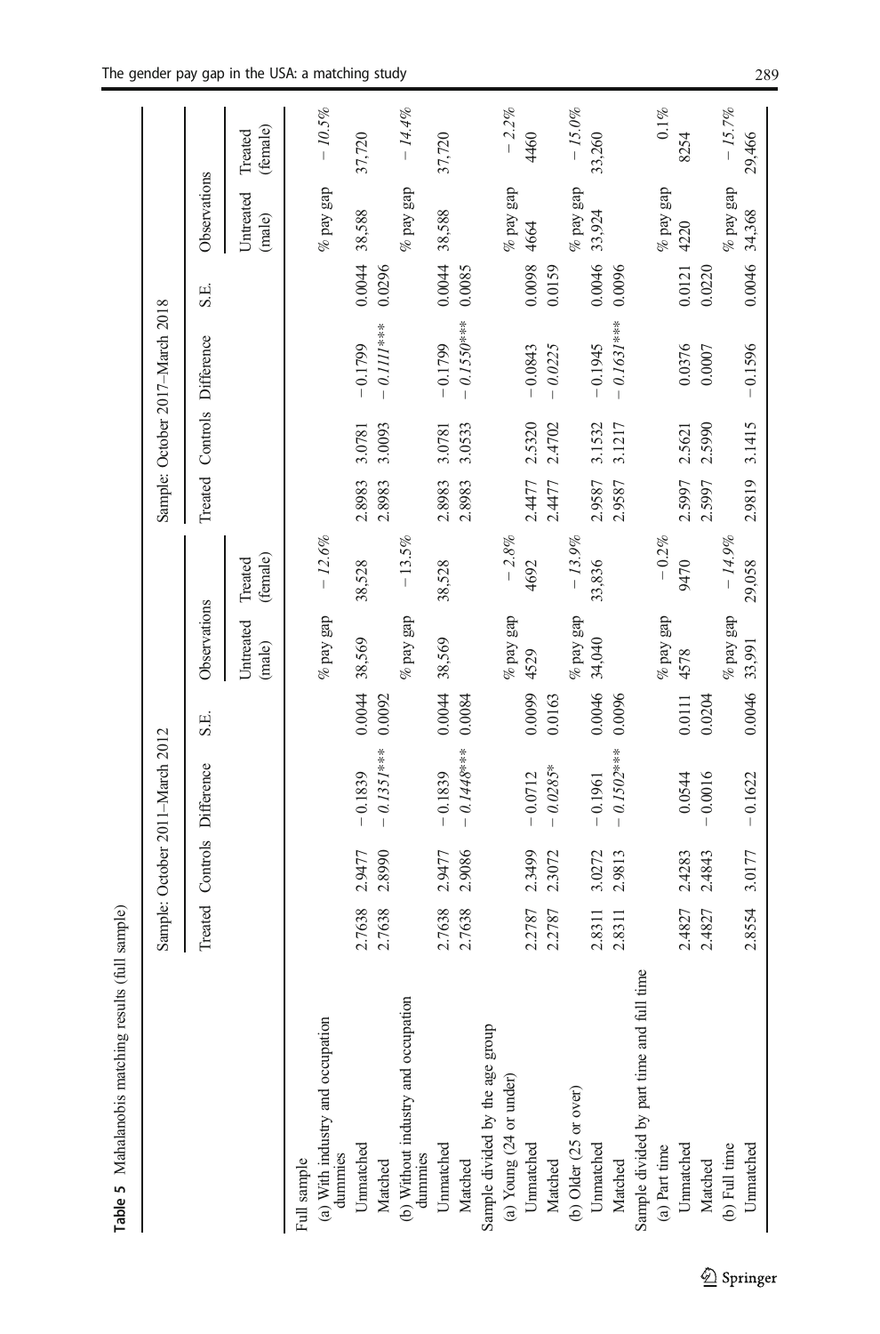**Table 5** Mahalanobis matching results (full sample)

| | Sample: October 2011–March 2012 | | | | | | Sample: October 2017–March 2018 | | | | | |
|---|---|---|---|---|---|---|---|---|---|---|---|---|
| | Treated | Controls | Difference | S.E. | Observations | | Treated | Controls | Difference | S.E. | Observations | |
| | | | | | Untreated (male) | Treated (female) | | | | | Untreated (male) | Treated (female) |
| Full sample | | | | | | | | | | | | |
| (a) With industry and occupation dummies | | | | | % pay gap | *− 12.6%* | | | | | % pay gap | *− 10.5%* |
| Unmatched | 2.7638 | 2.9477 | − 0.1839 | 0.0044 | 38,569 | 38,528 | 2.8983 | 3.0781 | − 0.1799 | 0.0044 | 38,588 | 37,720 |
| Matched | 2.7638 | 2.8990 | *− 0.1351**** | 0.0092 | | | 2.8983 | 3.0093 | *− 0.1111**** | 0.0296 | | |
| (b) Without industry and occupation dummies | | | | | % pay gap | *− 13.5%* | | | | | % pay gap | *− 14.4%* |
| Unmatched | 2.7638 | 2.9477 | − 0.1839 | 0.0044 | 38,569 | 38,528 | 2.8983 | 3.0781 | − 0.1799 | 0.0044 | 38,588 | 37,720 |
| Matched | 2.7638 | 2.9086 | *− 0.1448**** | 0.0084 | | | 2.8983 | 3.0533 | *− 0.1550**** | 0.0085 | | |
| Sample divided by the age group | | | | | | | | | | | | |
| (a) Young (24 or under) | | | | | % pay gap | *− 2.8%* | | | | | % pay gap | *− 2.2%* |
| Unmatched | 2.2787 | 2.3499 | − 0.0712 | 0.0099 | 4529 | 4692 | 2.4477 | 2.5320 | − 0.0843 | 0.0098 | 4664 | 4460 |
| Matched | 2.2787 | 2.3072 | *− 0.0285** | 0.0163 | | | 2.4477 | 2.4702 | *− 0.0225* | 0.0159 | | |
| (b) Older (25 or over) | | | | | % pay gap | *− 13.9%* | | | | | % pay gap | *− 15.0%* |
| Unmatched | 2.8311 | 3.0272 | − 0.1961 | 0.0046 | 34,040 | 33,836 | 2.9587 | 3.1532 | − 0.1945 | 0.0046 | 33,924 | 33,260 |
| Matched | 2.8311 | 2.9813 | *− 0.1502**** | 0.0096 | | | 2.9587 | 3.1217 | *− 0.1631**** | 0.0096 | | |
| Sample divided by part time and full time | | | | | | | | | | | | |
| (a) Part time | | | | | % pay gap | *− 0.2%* | | | | | % pay gap | *0.1%* |
| Unmatched | 2.4827 | 2.4283 | 0.0544 | 0.0111 | 4578 | 9470 | 2.5997 | 2.5621 | 0.0376 | 0.0121 | 4220 | 8254 |
| Matched | 2.4827 | 2.4843 | − 0.0016 | 0.0204 | | | 2.5997 | 2.5990 | 0.0007 | 0.0220 | | |
| (b) Full time | | | | | % pay gap | *− 14.9%* | | | | | % pay gap | *− 15.7%* |
| Unmatched | 2.8554 | 3.0177 | − 0.1622 | 0.0046 | 33,991 | 29,058 | 2.9819 | 3.1415 | − 0.1596 | 0.0046 | 34,368 | 29,466 |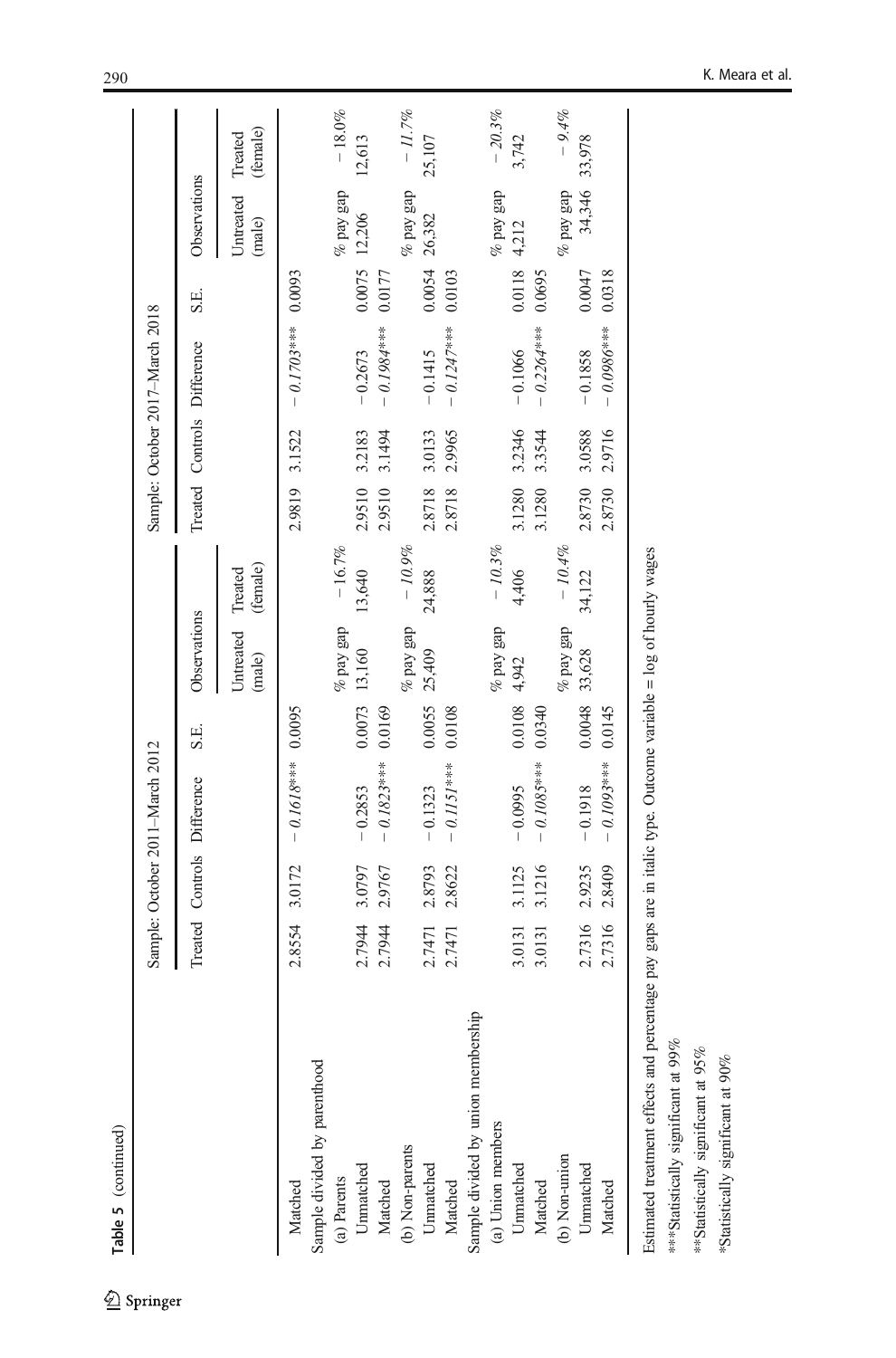**Table 5** (continued)

| | Sample: October 2011–March 2012 | | | | | | Sample: October 2017–March 2018 | | | | | |
|---|---|---|---|---|---|---|---|---|---|---|---|---|
| | Treated | Controls | Difference | S.E. | Observations | | Treated | Controls | Difference | S.E. | Observations | |
| | | | | | Untreated (male) | Treated (female) | | | | | Untreated (male) | Treated (female) |
| Matched | 2.8554 | 3.0172 | − *0.1618**** | 0.0095 | | | 2.9819 | 3.1522 | − *0.1703**** | 0.0093 | | |
| Sample divided by parenthood | | | | | | | | | | | | |
| (a) Parents | | | | | % pay gap | − *16.7%* | | | | | % pay gap | − *18.0%* |
| Unmatched | 2.7944 | 3.0797 | − 0.2853 | 0.0073 | 13,160 | 13,640 | 2.9510 | 3.2183 | − 0.2673 | 0.0075 | 12,206 | 12,613 |
| Matched | 2.7944 | 2.9767 | − *0.1823**** | 0.0169 | | | 2.9510 | 3.1494 | − *0.1984**** | 0.0177 | | |
| (b) Non-parents | | | | | % pay gap | − *10.9%* | | | | | % pay gap | − *11.7%* |
| Unmatched | 2.7471 | 2.8793 | − 0.1323 | 0.0055 | 25,409 | 24,888 | 2.8718 | 3.0133 | − 0.1415 | 0.0054 | 26,382 | 25,107 |
| Matched | 2.7471 | 2.8622 | − *0.1151**** | 0.0108 | | | 2.8718 | 2.9965 | − *0.1247**** | 0.0103 | | |
| Sample divided by union membership | | | | | | | | | | | | |
| (a) Union members | | | | | % pay gap | − *10.3%* | | | | | % pay gap | − *20.3%* |
| Unmatched | 3.0131 | 3.1125 | − 0.0995 | 0.0108 | 4,942 | 4,406 | 3.1280 | 3.2346 | − 0.1066 | 0.0118 | 4,212 | 3,742 |
| Matched | 3.0131 | 3.1216 | − *0.1085**** | 0.0340 | | | 3.1280 | 3.3544 | − *0.2264**** | 0.0695 | | |
| (b) Non-union | | | | | % pay gap | − *10.4%* | | | | | % pay gap | − *9.4%* |
| Unmatched | 2.7316 | 2.9235 | − 0.1918 | 0.0048 | 33,628 | 34,122 | 2.8730 | 3.0588 | − 0.1858 | 0.0047 | 34,346 | 33,978 |
| Matched | 2.7316 | 2.8409 | − *0.1093**** | 0.0145 | | | 2.8730 | 2.9716 | − *0.0986**** | 0.0318 | | |

Estimated treatment effects and percentage pay gaps are in italic type. Outcome variable = log of hourly wages

***Statistically significant at 99%

**Statistically significant at 95%

*Statistically significant at 90%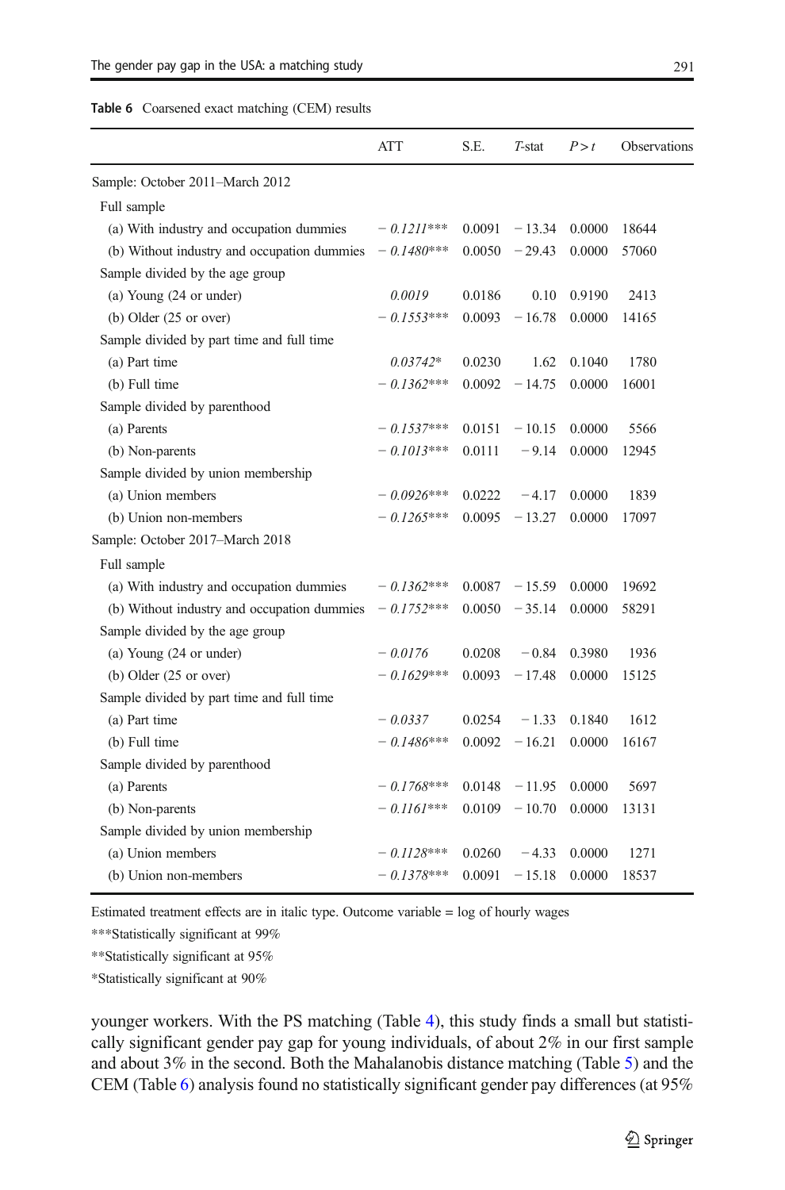**Table 6** Coarsened exact matching (CEM) results

| | ATT | S.E. | *T*-stat | *P* > *t* | Observations |
|---|---|---|---|---|---|
| Sample: October 2011–March 2012 | | | | | |
| Full sample | | | | | |
| (a) With industry and occupation dummies | *− 0.1211**** | 0.0091 | − 13.34 | 0.0000 | 18644 |
| (b) Without industry and occupation dummies | *− 0.1480**** | 0.0050 | − 29.43 | 0.0000 | 57060 |
| Sample divided by the age group | | | | | |
| (a) Young (24 or under) | *0.0019* | 0.0186 | 0.10 | 0.9190 | 2413 |
| (b) Older (25 or over) | *− 0.1553**** | 0.0093 | − 16.78 | 0.0000 | 14165 |
| Sample divided by part time and full time | | | | | |
| (a) Part time | *0.03742** | 0.0230 | 1.62 | 0.1040 | 1780 |
| (b) Full time | *− 0.1362**** | 0.0092 | − 14.75 | 0.0000 | 16001 |
| Sample divided by parenthood | | | | | |
| (a) Parents | *− 0.1537**** | 0.0151 | − 10.15 | 0.0000 | 5566 |
| (b) Non-parents | *− 0.1013**** | 0.0111 | − 9.14 | 0.0000 | 12945 |
| Sample divided by union membership | | | | | |
| (a) Union members | *− 0.0926**** | 0.0222 | − 4.17 | 0.0000 | 1839 |
| (b) Union non-members | *− 0.1265**** | 0.0095 | − 13.27 | 0.0000 | 17097 |
| Sample: October 2017–March 2018 | | | | | |
| Full sample | | | | | |
| (a) With industry and occupation dummies | *− 0.1362**** | 0.0087 | − 15.59 | 0.0000 | 19692 |
| (b) Without industry and occupation dummies | *− 0.1752**** | 0.0050 | − 35.14 | 0.0000 | 58291 |
| Sample divided by the age group | | | | | |
| (a) Young (24 or under) | *− 0.0176* | 0.0208 | − 0.84 | 0.3980 | 1936 |
| (b) Older (25 or over) | *− 0.1629**** | 0.0093 | − 17.48 | 0.0000 | 15125 |
| Sample divided by part time and full time | | | | | |
| (a) Part time | *− 0.0337* | 0.0254 | − 1.33 | 0.1840 | 1612 |
| (b) Full time | *− 0.1486**** | 0.0092 | − 16.21 | 0.0000 | 16167 |
| Sample divided by parenthood | | | | | |
| (a) Parents | *− 0.1768**** | 0.0148 | − 11.95 | 0.0000 | 5697 |
| (b) Non-parents | *− 0.1161**** | 0.0109 | − 10.70 | 0.0000 | 13131 |
| Sample divided by union membership | | | | | |
| (a) Union members | *− 0.1128**** | 0.0260 | − 4.33 | 0.0000 | 1271 |
| (b) Union non-members | *− 0.1378**** | 0.0091 | − 15.18 | 0.0000 | 18537 |

Estimated treatment effects are in italic type. Outcome variable = log of hourly wages

***Statistically significant at 99%

**Statistically significant at 95%

*Statistically significant at 90%

younger workers. With the PS matching (Table 4), this study finds a small but statistically significant gender pay gap for young individuals, of about 2% in our first sample and about 3% in the second. Both the Mahalanobis distance matching (Table 5) and the CEM (Table 6) analysis found no statistically significant gender pay differences (at 95%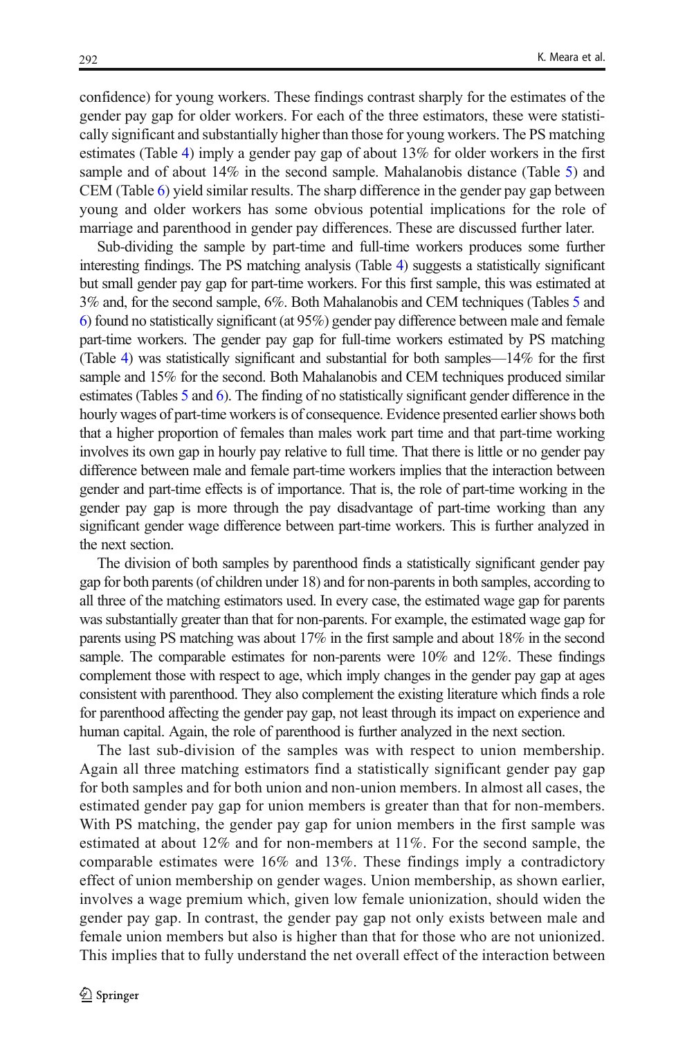confidence) for young workers. These findings contrast sharply for the estimates of the gender pay gap for older workers. For each of the three estimators, these were statistically significant and substantially higher than those for young workers. The PS matching estimates (Table 4) imply a gender pay gap of about 13% for older workers in the first sample and of about 14% in the second sample. Mahalanobis distance (Table 5) and CEM (Table 6) yield similar results. The sharp difference in the gender pay gap between young and older workers has some obvious potential implications for the role of marriage and parenthood in gender pay differences. These are discussed further later.

Sub-dividing the sample by part-time and full-time workers produces some further interesting findings. The PS matching analysis (Table 4) suggests a statistically significant but small gender pay gap for part-time workers. For this first sample, this was estimated at 3% and, for the second sample, 6%. Both Mahalanobis and CEM techniques (Tables 5 and 6) found no statistically significant (at 95%) gender pay difference between male and female part-time workers. The gender pay gap for full-time workers estimated by PS matching (Table 4) was statistically significant and substantial for both samples—14% for the first sample and 15% for the second. Both Mahalanobis and CEM techniques produced similar estimates (Tables 5 and 6). The finding of no statistically significant gender difference in the hourly wages of part-time workers is of consequence. Evidence presented earlier shows both that a higher proportion of females than males work part time and that part-time working involves its own gap in hourly pay relative to full time. That there is little or no gender pay difference between male and female part-time workers implies that the interaction between gender and part-time effects is of importance. That is, the role of part-time working in the gender pay gap is more through the pay disadvantage of part-time working than any significant gender wage difference between part-time workers. This is further analyzed in the next section.

The division of both samples by parenthood finds a statistically significant gender pay gap for both parents (of children under 18) and for non-parents in both samples, according to all three of the matching estimators used. In every case, the estimated wage gap for parents was substantially greater than that for non-parents. For example, the estimated wage gap for parents using PS matching was about 17% in the first sample and about 18% in the second sample. The comparable estimates for non-parents were 10% and 12%. These findings complement those with respect to age, which imply changes in the gender pay gap at ages consistent with parenthood. They also complement the existing literature which finds a role for parenthood affecting the gender pay gap, not least through its impact on experience and human capital. Again, the role of parenthood is further analyzed in the next section.

The last sub-division of the samples was with respect to union membership. Again all three matching estimators find a statistically significant gender pay gap for both samples and for both union and non-union members. In almost all cases, the estimated gender pay gap for union members is greater than that for non-members. With PS matching, the gender pay gap for union members in the first sample was estimated at about 12% and for non-members at 11%. For the second sample, the comparable estimates were 16% and 13%. These findings imply a contradictory effect of union membership on gender wages. Union membership, as shown earlier, involves a wage premium which, given low female unionization, should widen the gender pay gap. In contrast, the gender pay gap not only exists between male and female union members but also is higher than that for those who are not unionized. This implies that to fully understand the net overall effect of the interaction between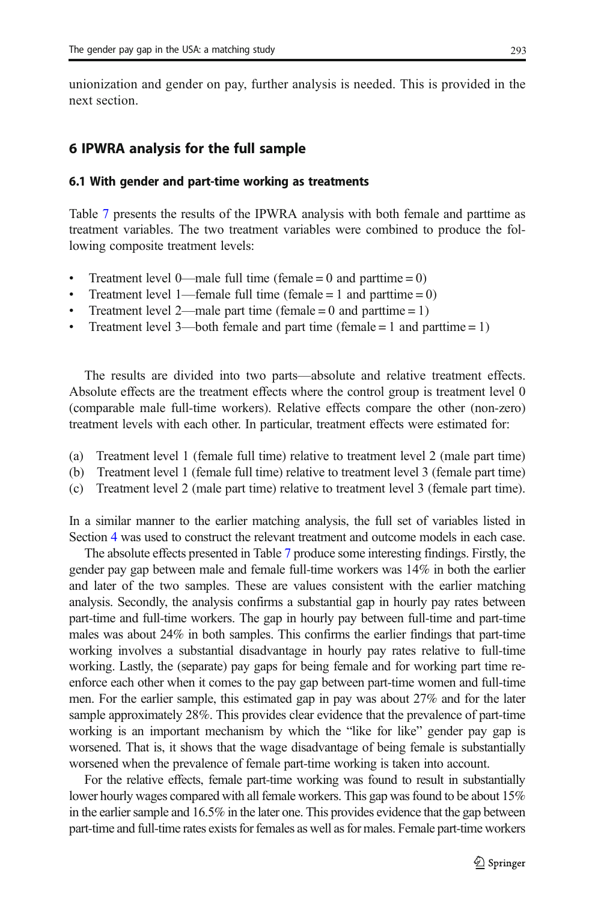unionization and gender on pay, further analysis is needed. This is provided in the next section.

## 6 IPWRA analysis for the full sample

### 6.1 With gender and part-time working as treatments

Table 7 presents the results of the IPWRA analysis with both female and parttime as treatment variables. The two treatment variables were combined to produce the following composite treatment levels:

- Treatment level 0—male full time (female = 0 and parttime = 0)
- Treatment level 1—female full time (female = 1 and parttime = 0)
- Treatment level 2—male part time (female = 0 and parttime = 1)
- Treatment level 3—both female and part time (female = 1 and parttime = 1)

The results are divided into two parts—absolute and relative treatment effects. Absolute effects are the treatment effects where the control group is treatment level 0 (comparable male full-time workers). Relative effects compare the other (non-zero) treatment levels with each other. In particular, treatment effects were estimated for:

(a) Treatment level 1 (female full time) relative to treatment level 2 (male part time)
(b) Treatment level 1 (female full time) relative to treatment level 3 (female part time)
(c) Treatment level 2 (male part time) relative to treatment level 3 (female part time).

In a similar manner to the earlier matching analysis, the full set of variables listed in Section 4 was used to construct the relevant treatment and outcome models in each case.

The absolute effects presented in Table 7 produce some interesting findings. Firstly, the gender pay gap between male and female full-time workers was 14% in both the earlier and later of the two samples. These are values consistent with the earlier matching analysis. Secondly, the analysis confirms a substantial gap in hourly pay rates between part-time and full-time workers. The gap in hourly pay between full-time and part-time males was about 24% in both samples. This confirms the earlier findings that part-time working involves a substantial disadvantage in hourly pay rates relative to full-time working. Lastly, the (separate) pay gaps for being female and for working part time reenforce each other when it comes to the pay gap between part-time women and full-time men. For the earlier sample, this estimated gap in pay was about 27% and for the later sample approximately 28%. This provides clear evidence that the prevalence of part-time working is an important mechanism by which the "like for like" gender pay gap is worsened. That is, it shows that the wage disadvantage of being female is substantially worsened when the prevalence of female part-time working is taken into account.

For the relative effects, female part-time working was found to result in substantially lower hourly wages compared with all female workers. This gap was found to be about 15% in the earlier sample and 16.5% in the later one. This provides evidence that the gap between part-time and full-time rates exists for females as well as for males. Female part-time workers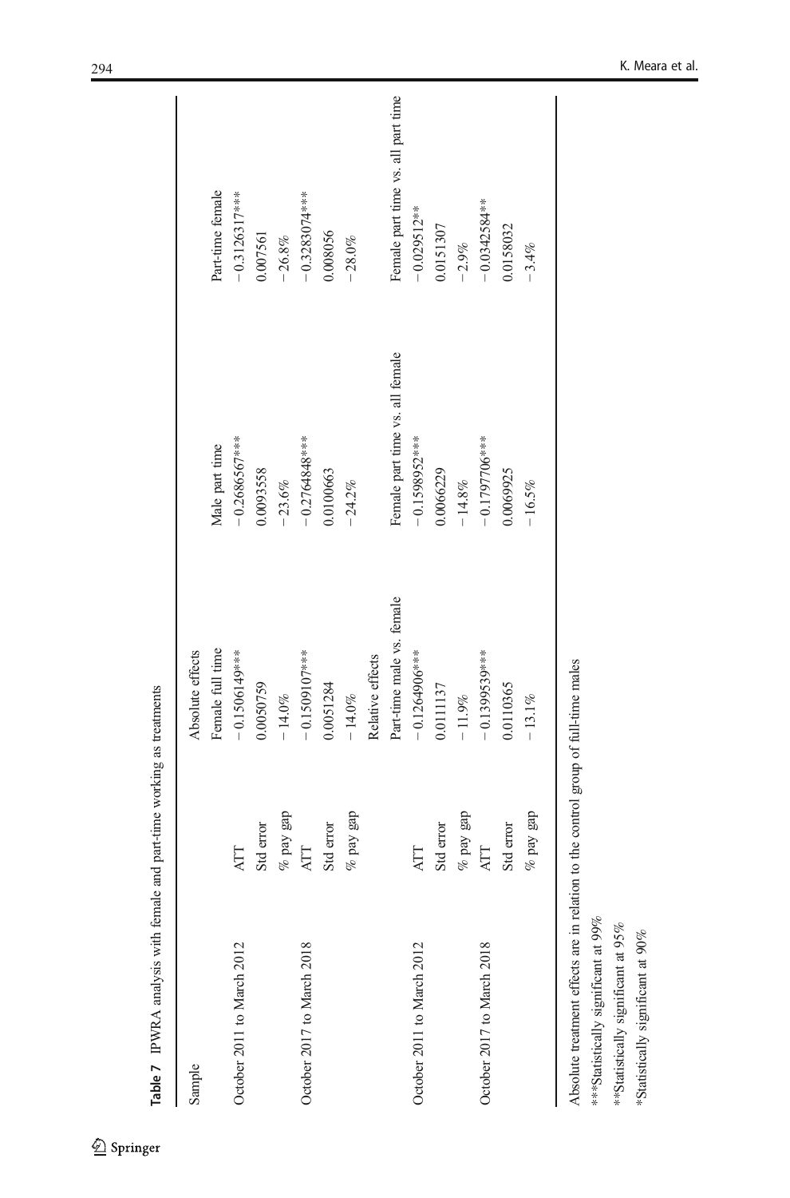**Table 7** IPWRA analysis with female and part-time working as treatments

| Sample | | Absolute effects | | |
|---|---|---|---|---|
| | | Female full time | Male part time | Part-time female |
| October 2011 to March 2012 | ATT | −0.1506149*** | −0.2686567*** | −0.3126317*** |
| | Std error | 0.0050759 | 0.0093558 | 0.007561 |
| | % pay gap | −14.0% | −23.6% | −26.8% |
| October 2017 to March 2018 | ATT | −0.1509107*** | −0.2764848*** | −0.3283074*** |
| | Std error | 0.0051284 | 0.0100663 | 0.008056 |
| | % pay gap | −14.0% | −24.2% | −28.0% |
| | | Relative effects | | |
| | | Part-time male vs. female | Female part time vs. all female | Female part time vs. all part time |
| October 2011 to March 2012 | ATT | −0.1264906*** | −0.1598952*** | −0.029512** |
| | Std error | 0.0111137 | 0.0066229 | 0.0151307 |
| | % pay gap | −11.9% | −14.8% | −2.9% |
| October 2017 to March 2018 | ATT | −0.1399539*** | −0.1797706*** | −0.0342584** |
| | Std error | 0.0110365 | 0.0069925 | 0.0158032 |
| | % pay gap | −13.1% | −16.5% | −3.4% |

Absolute treatment effects are in relation to the control group of full-time males

***Statistically significant at 99%

**Statistically significant at 95%

*Statistically significant at 90%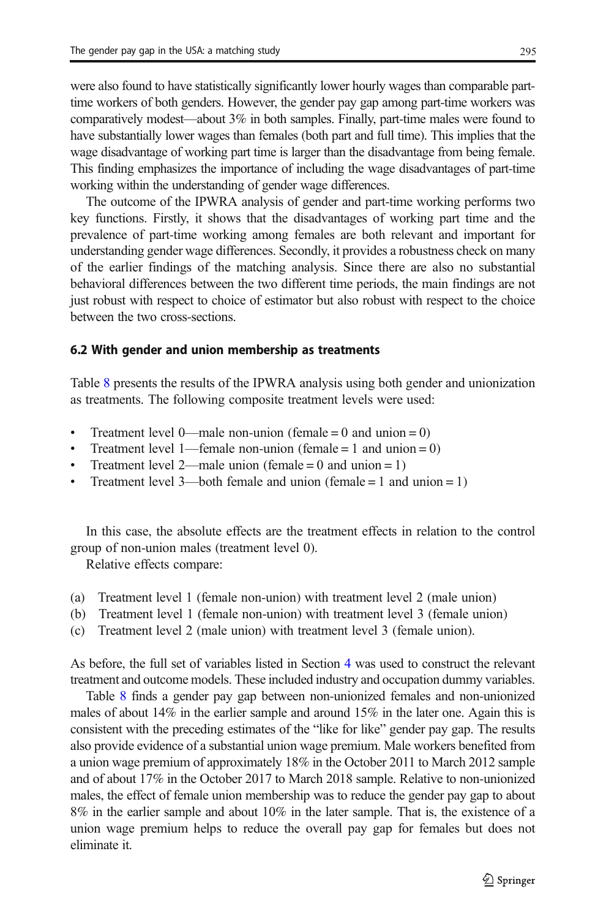were also found to have statistically significantly lower hourly wages than comparable part-time workers of both genders. However, the gender pay gap among part-time workers was comparatively modest—about 3% in both samples. Finally, part-time males were found to have substantially lower wages than females (both part and full time). This implies that the wage disadvantage of working part time is larger than the disadvantage from being female. This finding emphasizes the importance of including the wage disadvantages of part-time working within the understanding of gender wage differences.

The outcome of the IPWRA analysis of gender and part-time working performs two key functions. Firstly, it shows that the disadvantages of working part time and the prevalence of part-time working among females are both relevant and important for understanding gender wage differences. Secondly, it provides a robustness check on many of the earlier findings of the matching analysis. Since there are also no substantial behavioral differences between the two different time periods, the main findings are not just robust with respect to choice of estimator but also robust with respect to the choice between the two cross-sections.

### 6.2 With gender and union membership as treatments

Table 8 presents the results of the IPWRA analysis using both gender and unionization as treatments. The following composite treatment levels were used:

- Treatment level 0—male non-union (female = 0 and union = 0)
- Treatment level 1—female non-union (female = 1 and union = 0)
- Treatment level 2—male union (female = 0 and union = 1)
- Treatment level 3—both female and union (female = 1 and union = 1)

In this case, the absolute effects are the treatment effects in relation to the control group of non-union males (treatment level 0).

Relative effects compare:

(a) Treatment level 1 (female non-union) with treatment level 2 (male union)
(b) Treatment level 1 (female non-union) with treatment level 3 (female union)
(c) Treatment level 2 (male union) with treatment level 3 (female union).

As before, the full set of variables listed in Section 4 was used to construct the relevant treatment and outcome models. These included industry and occupation dummy variables.

Table 8 finds a gender pay gap between non-unionized females and non-unionized males of about 14% in the earlier sample and around 15% in the later one. Again this is consistent with the preceding estimates of the "like for like" gender pay gap. The results also provide evidence of a substantial union wage premium. Male workers benefited from a union wage premium of approximately 18% in the October 2011 to March 2012 sample and of about 17% in the October 2017 to March 2018 sample. Relative to non-unionized males, the effect of female union membership was to reduce the gender pay gap to about 8% in the earlier sample and about 10% in the later sample. That is, the existence of a union wage premium helps to reduce the overall pay gap for females but does not eliminate it.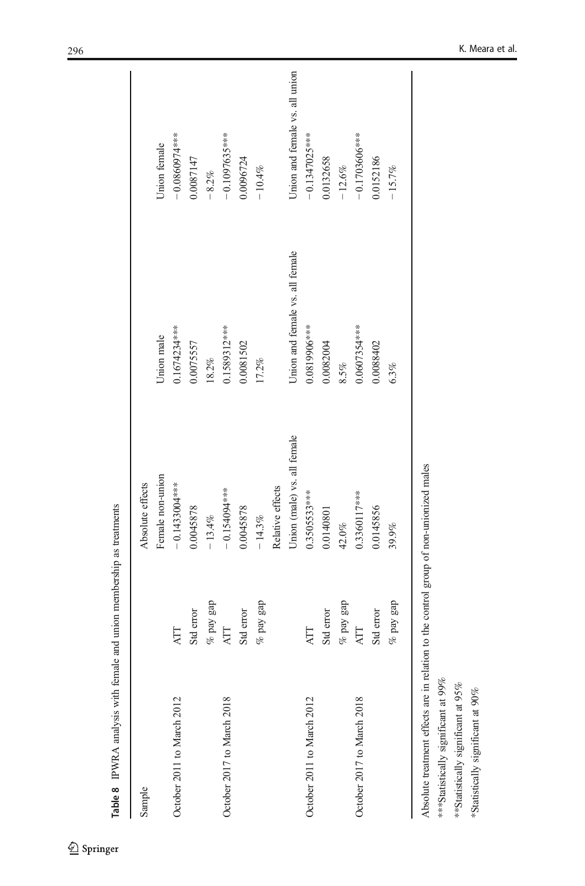**Table 8** IPWRA analysis with female and union membership as treatments

| Sample | | Absolute effects | | |
|---|---|---|---|---|
| | | Female non-union | Union male | Union female |
| October 2011 to March 2012 | ATT | − 0.1433004*** | 0.1674234*** | − 0.0860974*** |
| | Std error | 0.0045878 | 0.0075557 | 0.0087147 |
| | % pay gap | − 13.4% | 18.2% | − 8.2% |
| October 2017 to March 2018 | ATT | − 0.154094*** | 0.1589312*** | − 0.1097635*** |
| | Std error | 0.0045878 | 0.0081502 | 0.0096724 |
| | % pay gap | − 14.3% | 17.2% | − 10.4% |
| | | Relative effects | | |
| | | Union (male) vs. all female | Union and female vs. all female | Union and female vs. all union |
| October 2011 to March 2012 | ATT | 0.3505533*** | 0.0819906*** | − 0.1347025*** |
| | Std error | 0.0140801 | 0.0082004 | 0.0132658 |
| | % pay gap | 42.0% | 8.5% | − 12.6% |
| October 2017 to March 2018 | ATT | 0.3360117*** | 0.0607354*** | − 0.1703606*** |
| | Std error | 0.0145856 | 0.0088402 | 0.0152186 |
| | % pay gap | 39.9% | 6.3% | − 15.7% |

Absolute treatment effects are in relation to the control group of non-unionized males

***Statistically significant at 99%

**Statistically significant at 95%

*Statistically significant at 90%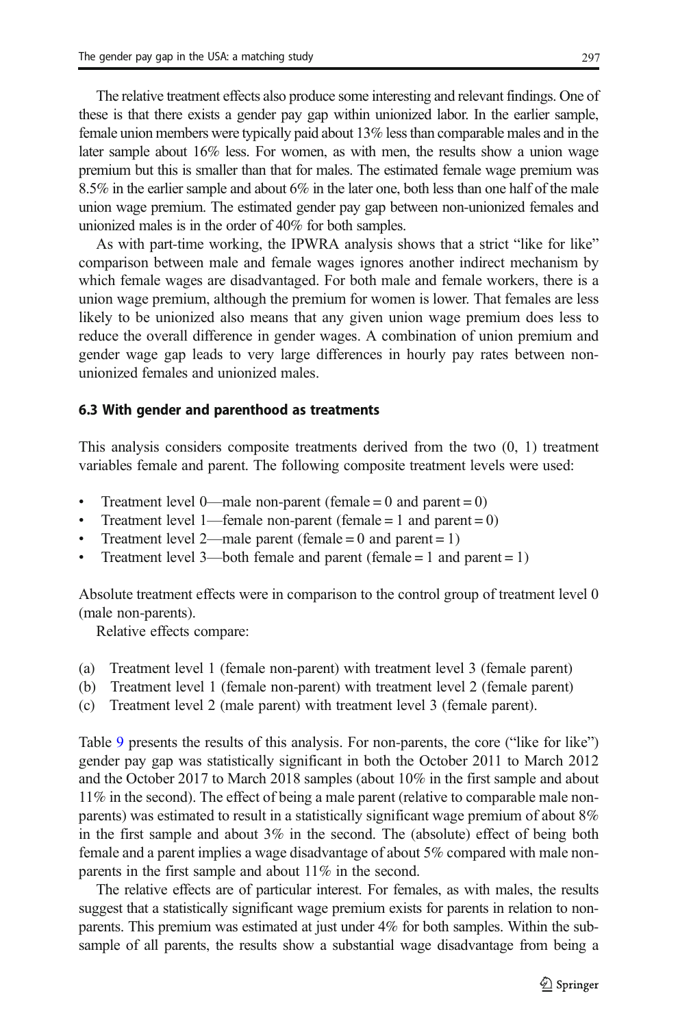The relative treatment effects also produce some interesting and relevant findings. One of these is that there exists a gender pay gap within unionized labor. In the earlier sample, female union members were typically paid about 13% less than comparable males and in the later sample about 16% less. For women, as with men, the results show a union wage premium but this is smaller than that for males. The estimated female wage premium was 8.5% in the earlier sample and about 6% in the later one, both less than one half of the male union wage premium. The estimated gender pay gap between non-unionized females and unionized males is in the order of 40% for both samples.

As with part-time working, the IPWRA analysis shows that a strict "like for like" comparison between male and female wages ignores another indirect mechanism by which female wages are disadvantaged. For both male and female workers, there is a union wage premium, although the premium for women is lower. That females are less likely to be unionized also means that any given union wage premium does less to reduce the overall difference in gender wages. A combination of union premium and gender wage gap leads to very large differences in hourly pay rates between non-unionized females and unionized males.

### 6.3 With gender and parenthood as treatments

This analysis considers composite treatments derived from the two (0, 1) treatment variables female and parent. The following composite treatment levels were used:

- Treatment level 0—male non-parent (female = 0 and parent = 0)
- Treatment level 1—female non-parent (female = 1 and parent = 0)
- Treatment level 2—male parent (female = 0 and parent = 1)
- Treatment level 3—both female and parent (female = 1 and parent = 1)

Absolute treatment effects were in comparison to the control group of treatment level 0 (male non-parents).

Relative effects compare:

(a) Treatment level 1 (female non-parent) with treatment level 3 (female parent)
(b) Treatment level 1 (female non-parent) with treatment level 2 (female parent)
(c) Treatment level 2 (male parent) with treatment level 3 (female parent).

Table 9 presents the results of this analysis. For non-parents, the core ("like for like") gender pay gap was statistically significant in both the October 2011 to March 2012 and the October 2017 to March 2018 samples (about 10% in the first sample and about 11% in the second). The effect of being a male parent (relative to comparable male non-parents) was estimated to result in a statistically significant wage premium of about 8% in the first sample and about 3% in the second. The (absolute) effect of being both female and a parent implies a wage disadvantage of about 5% compared with male non-parents in the first sample and about 11% in the second.

The relative effects are of particular interest. For females, as with males, the results suggest that a statistically significant wage premium exists for parents in relation to non-parents. This premium was estimated at just under 4% for both samples. Within the sub-sample of all parents, the results show a substantial wage disadvantage from being a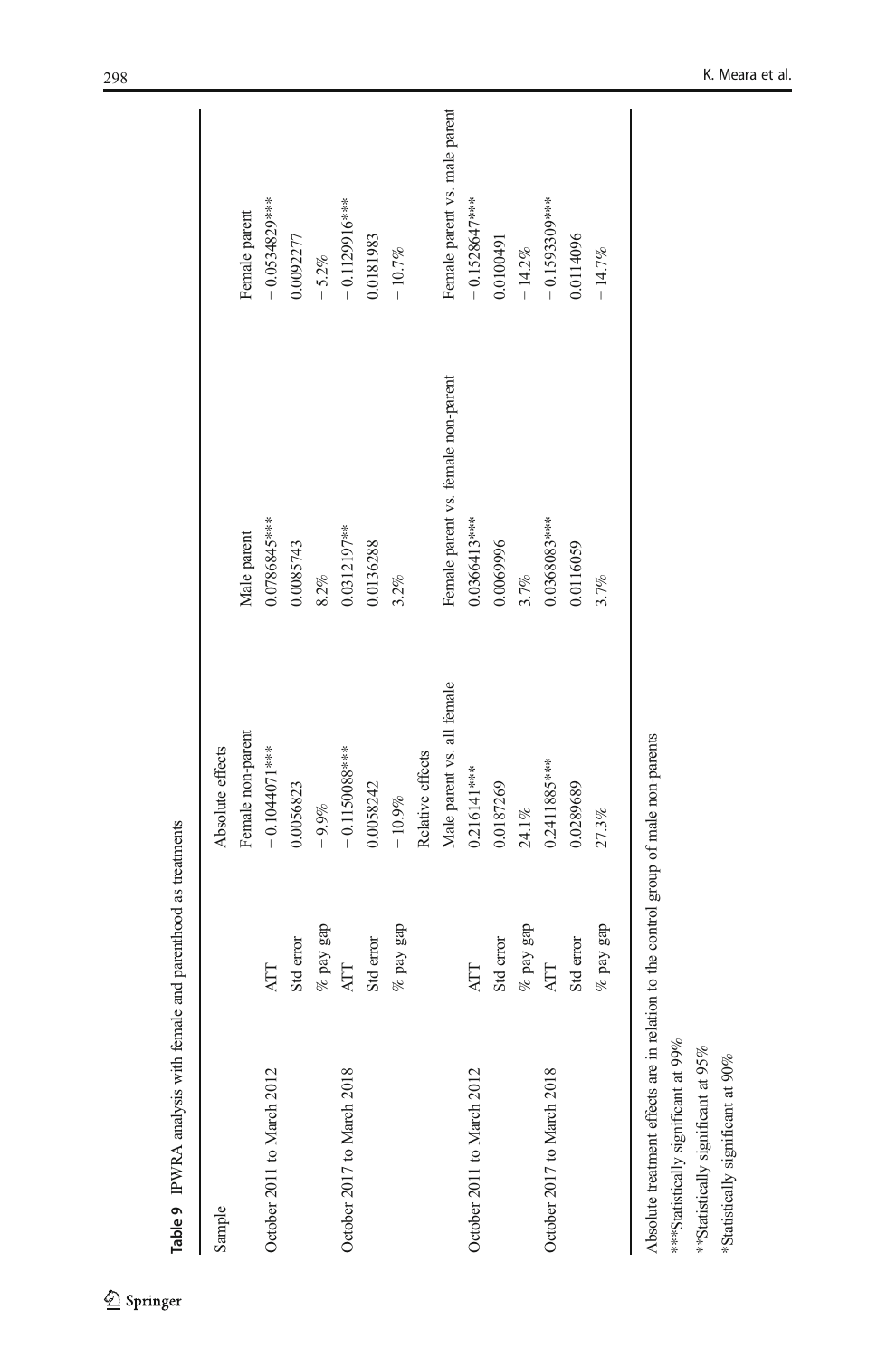**Table 9** IPWRA analysis with female and parenthood as treatments

| Sample | | Absolute effects | | |
|---|---|---|---|---|
| | | Female non-parent | Male parent | Female parent |
| October 2011 to March 2012 | ATT | − 0.1044071*** | 0.0786845*** | − 0.0534829*** |
| | Std error | 0.0056823 | 0.0085743 | 0.0092277 |
| | % pay gap | − 9.9% | 8.2% | − 5.2% |
| October 2017 to March 2018 | ATT | − 0.1150088*** | 0.0312197** | − 0.1129916*** |
| | Std error | 0.0058242 | 0.0136288 | 0.0181983 |
| | % pay gap | − 10.9% | 3.2% | − 10.7% |
| | | Relative effects | | |
| | | Male parent vs. all female | Female parent vs. female non-parent | Female parent vs. male parent |
| October 2011 to March 2012 | ATT | 0.216141*** | 0.0366413*** | − 0.1528647*** |
| | Std error | 0.0187269 | 0.0069996 | 0.0100491 |
| | % pay gap | 24.1% | 3.7% | − 14.2% |
| October 2017 to March 2018 | ATT | 0.2411885*** | 0.0368083*** | − 0.1593309*** |
| | Std error | 0.0289689 | 0.0116059 | 0.0114096 |
| | % pay gap | 27.3% | 3.7% | − 14.7% |

Absolute treatment effects are in relation to the control group of male non-parents

***Statistically significant at 99%

**Statistically significant at 95%

*Statistically significant at 90%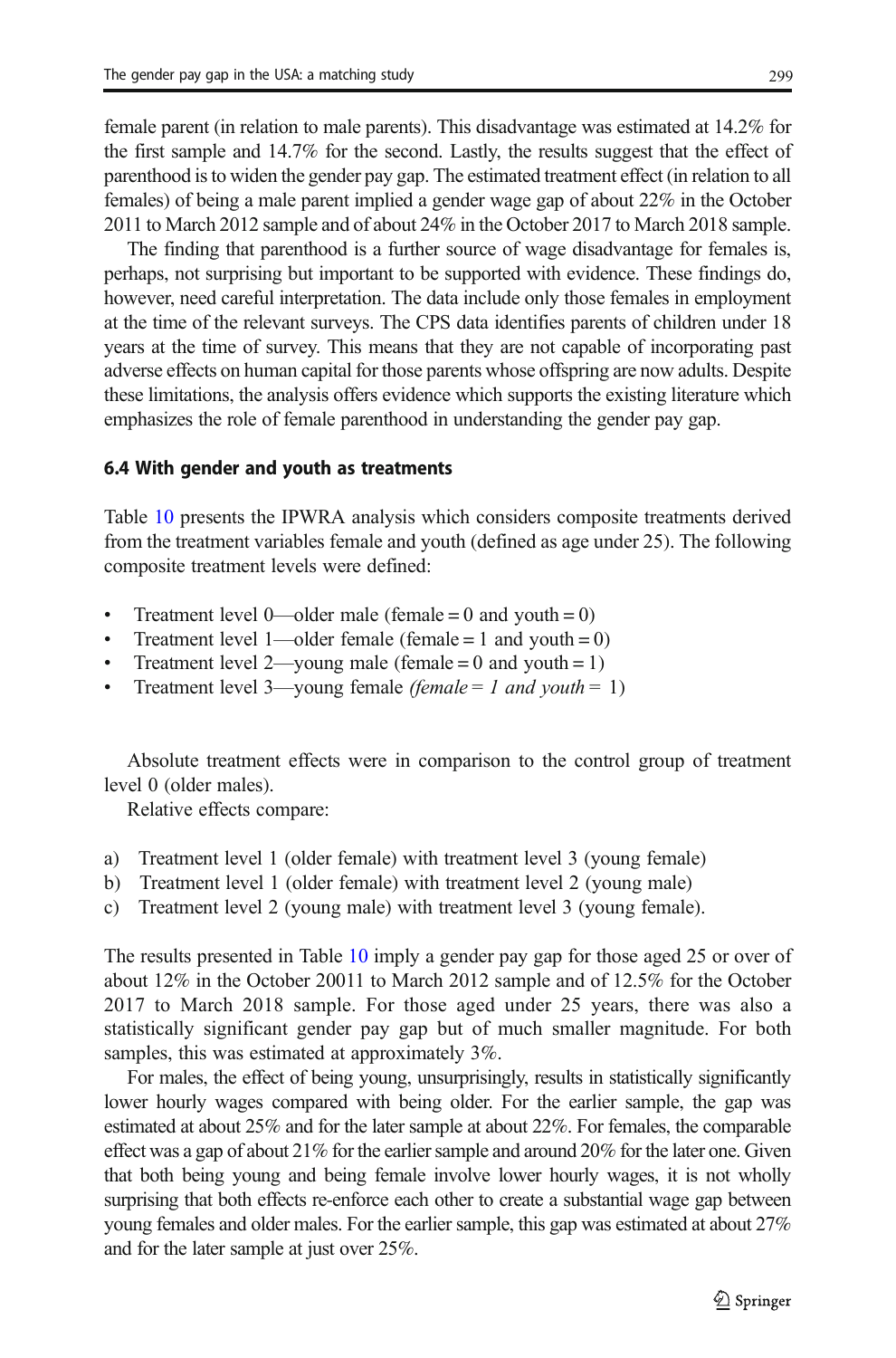female parent (in relation to male parents). This disadvantage was estimated at 14.2% for the first sample and 14.7% for the second. Lastly, the results suggest that the effect of parenthood is to widen the gender pay gap. The estimated treatment effect (in relation to all females) of being a male parent implied a gender wage gap of about 22% in the October 2011 to March 2012 sample and of about 24% in the October 2017 to March 2018 sample.

The finding that parenthood is a further source of wage disadvantage for females is, perhaps, not surprising but important to be supported with evidence. These findings do, however, need careful interpretation. The data include only those females in employment at the time of the relevant surveys. The CPS data identifies parents of children under 18 years at the time of survey. This means that they are not capable of incorporating past adverse effects on human capital for those parents whose offspring are now adults. Despite these limitations, the analysis offers evidence which supports the existing literature which emphasizes the role of female parenthood in understanding the gender pay gap.

### 6.4 With gender and youth as treatments

Table 10 presents the IPWRA analysis which considers composite treatments derived from the treatment variables female and youth (defined as age under 25). The following composite treatment levels were defined:

- Treatment level 0—older male (female = 0 and youth = 0)
- Treatment level 1—older female (female = 1 and youth = 0)
- Treatment level 2—young male (female = 0 and youth = 1)
- Treatment level 3—young female *(female = 1 and youth* = 1)

Absolute treatment effects were in comparison to the control group of treatment level 0 (older males).

Relative effects compare:

a) Treatment level 1 (older female) with treatment level 3 (young female)
b) Treatment level 1 (older female) with treatment level 2 (young male)
c) Treatment level 2 (young male) with treatment level 3 (young female).

The results presented in Table 10 imply a gender pay gap for those aged 25 or over of about 12% in the October 20011 to March 2012 sample and of 12.5% for the October 2017 to March 2018 sample. For those aged under 25 years, there was also a statistically significant gender pay gap but of much smaller magnitude. For both samples, this was estimated at approximately 3%.

For males, the effect of being young, unsurprisingly, results in statistically significantly lower hourly wages compared with being older. For the earlier sample, the gap was estimated at about 25% and for the later sample at about 22%. For females, the comparable effect was a gap of about 21% for the earlier sample and around 20% for the later one. Given that both being young and being female involve lower hourly wages, it is not wholly surprising that both effects re-enforce each other to create a substantial wage gap between young females and older males. For the earlier sample, this gap was estimated at about 27% and for the later sample at just over 25%.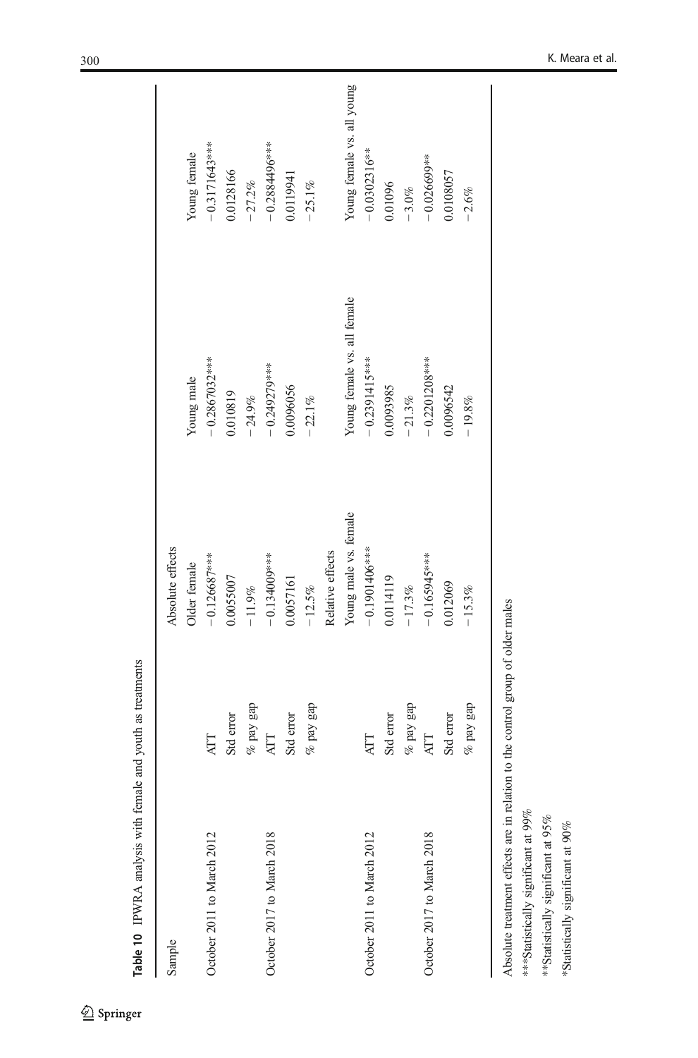**Table 10** IPWRA analysis with female and youth as treatments

| Sample | | | | |
|---|---|---|---|---|
| | | Absolute effects | | |
| | | Older female | Young male | Young female |
| October 2011 to March 2012 | ATT | −0.126687*** | −0.2867032*** | −0.3171643*** |
| | Std error | 0.0055007 | 0.010819 | 0.0128166 |
| | % pay gap | −11.9% | −24.9% | −27.2% |
| October 2017 to March 2018 | ATT | −0.134009*** | −0.249279*** | −0.2884496*** |
| | Std error | 0.0057161 | 0.0096056 | 0.0119941 |
| | % pay gap | −12.5% | −22.1% | −25.1% |
| | | Relative effects | | |
| | | Young male vs. female | Young female vs. all female | Young female vs. all young |
| October 2011 to March 2012 | ATT | −0.1901406*** | −0.2391415*** | −0.0302316** |
| | Std error | 0.0114119 | 0.0093985 | 0.01096 |
| | % pay gap | −17.3% | −21.3% | −3.0% |
| October 2017 to March 2018 | ATT | −0.165945*** | −0.2201208*** | −0.026699** |
| | Std error | 0.012069 | 0.0096542 | 0.0108057 |
| | % pay gap | −15.3% | −19.8% | −2.6% |

Absolute treatment effects are in relation to the control group of older males

***Statistically significant at 99%

**Statistically significant at 95%

*Statistically significant at 90%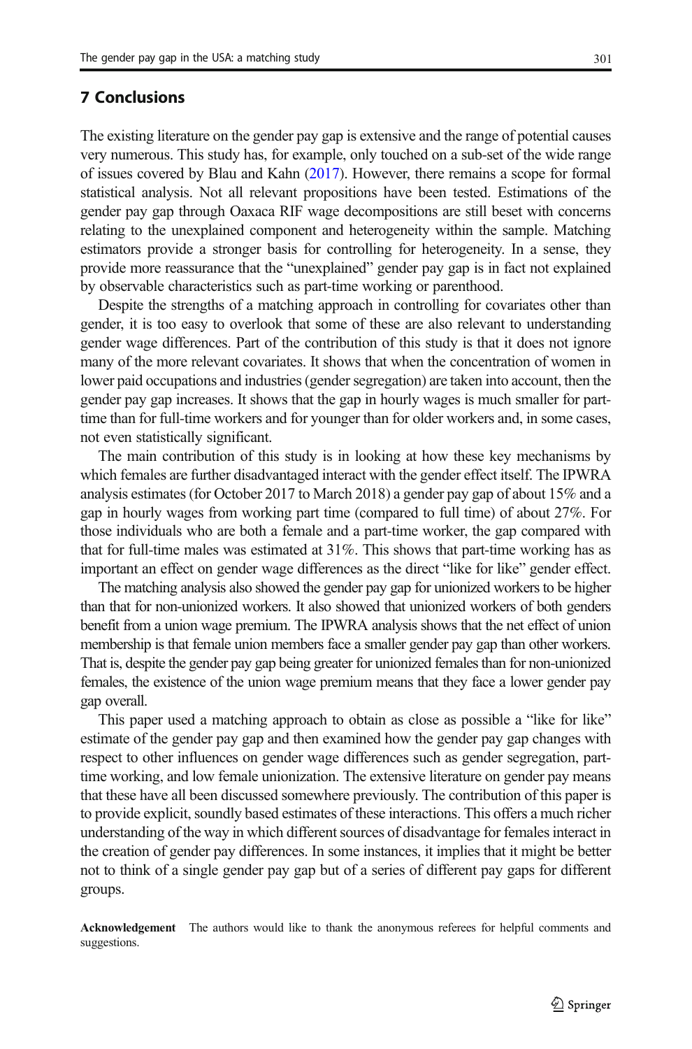## 7 Conclusions

The existing literature on the gender pay gap is extensive and the range of potential causes very numerous. This study has, for example, only touched on a sub-set of the wide range of issues covered by Blau and Kahn (2017). However, there remains a scope for formal statistical analysis. Not all relevant propositions have been tested. Estimations of the gender pay gap through Oaxaca RIF wage decompositions are still beset with concerns relating to the unexplained component and heterogeneity within the sample. Matching estimators provide a stronger basis for controlling for heterogeneity. In a sense, they provide more reassurance that the "unexplained" gender pay gap is in fact not explained by observable characteristics such as part-time working or parenthood.

Despite the strengths of a matching approach in controlling for covariates other than gender, it is too easy to overlook that some of these are also relevant to understanding gender wage differences. Part of the contribution of this study is that it does not ignore many of the more relevant covariates. It shows that when the concentration of women in lower paid occupations and industries (gender segregation) are taken into account, then the gender pay gap increases. It shows that the gap in hourly wages is much smaller for part-time than for full-time workers and for younger than for older workers and, in some cases, not even statistically significant.

The main contribution of this study is in looking at how these key mechanisms by which females are further disadvantaged interact with the gender effect itself. The IPWRA analysis estimates (for October 2017 to March 2018) a gender pay gap of about 15% and a gap in hourly wages from working part time (compared to full time) of about 27%. For those individuals who are both a female and a part-time worker, the gap compared with that for full-time males was estimated at 31%. This shows that part-time working has as important an effect on gender wage differences as the direct "like for like" gender effect.

The matching analysis also showed the gender pay gap for unionized workers to be higher than that for non-unionized workers. It also showed that unionized workers of both genders benefit from a union wage premium. The IPWRA analysis shows that the net effect of union membership is that female union members face a smaller gender pay gap than other workers. That is, despite the gender pay gap being greater for unionized females than for non-unionized females, the existence of the union wage premium means that they face a lower gender pay gap overall.

This paper used a matching approach to obtain as close as possible a "like for like" estimate of the gender pay gap and then examined how the gender pay gap changes with respect to other influences on gender wage differences such as gender segregation, part-time working, and low female unionization. The extensive literature on gender pay means that these have all been discussed somewhere previously. The contribution of this paper is to provide explicit, soundly based estimates of these interactions. This offers a much richer understanding of the way in which different sources of disadvantage for females interact in the creation of gender pay differences. In some instances, it implies that it might be better not to think of a single gender pay gap but of a series of different pay gaps for different groups.

**Acknowledgement** The authors would like to thank the anonymous referees for helpful comments and suggestions.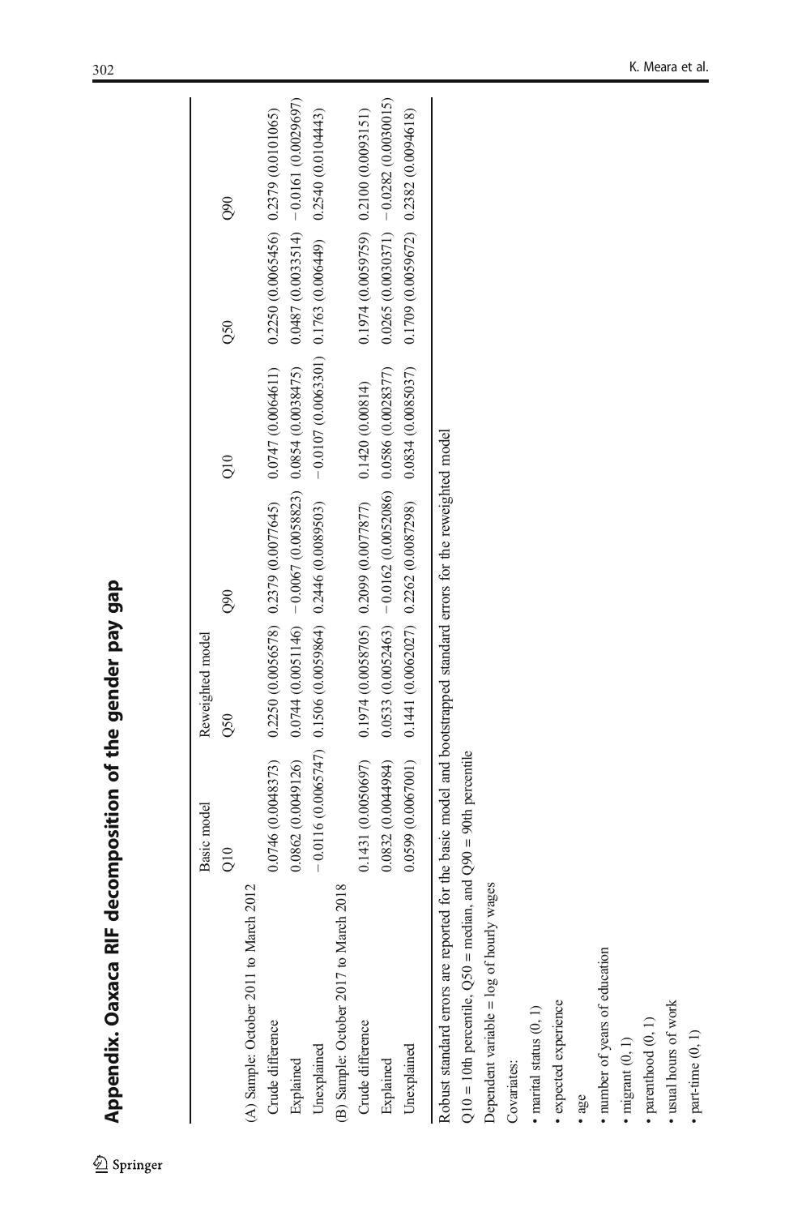## Appendix. Oaxaca RIF decomposition of the gender pay gap

| | Basic model | | | Reweighted model | | |
|---|---|---|---|---|---|---|
| | Q10 | Q50 | Q90 | Q10 | Q50 | Q90 |
| (A) Sample: October 2011 to March 2012 | | | | | | |
| Crude difference | 0.0746 (0.0048373) | 0.2250 (0.0056578) | 0.2379 (0.0077645) | 0.0747 (0.0064611) | 0.2250 (0.0065456) | 0.2379 (0.0101065) |
| Explained | 0.0862 (0.0049126) | 0.0744 (0.0051146) | −0.0067 (0.0058823) | 0.0854 (0.0038475) | 0.0487 (0.0033514) | −0.0161 (0.0029697) |
| Unexplained | −0.0116 (0.0065747) | 0.1506 (0.0059864) | 0.2446 (0.0089503) | −0.0107 (0.0063301) | 0.1763 (0.006449) | 0.2540 (0.0104443) |
| (B) Sample: October 2017 to March 2018 | | | | | | |
| Crude difference | 0.1431 (0.0050697) | 0.1974 (0.0058705) | 0.2099 (0.0077877) | 0.1420 (0.00814) | 0.1974 (0.0059759) | 0.2100 (0.0093151) |
| Explained | 0.0832 (0.0044984) | 0.0533 (0.0052463) | −0.0162 (0.0052086) | 0.0586 (0.0028377) | 0.0265 (0.0030371) | −0.0282 (0.0030015) |
| Unexplained | 0.0599 (0.0067001) | 0.1441 (0.0062027) | 0.2262 (0.0087298) | 0.0834 (0.0085037) | 0.1709 (0.0059672) | 0.2382 (0.0094618) |

Robust standard errors are reported for the basic model and bootstrapped standard errors for the reweighted model

Q10 = 10th percentile, Q50 = median, and Q90 = 90th percentile

Dependent variable = log of hourly wages

Covariates:

- marital status (0, 1)
- expected experience
- age
- number of years of education
- migrant (0, 1)
- parenthood (0, 1)
- usual hours of work
- part-time (0, 1)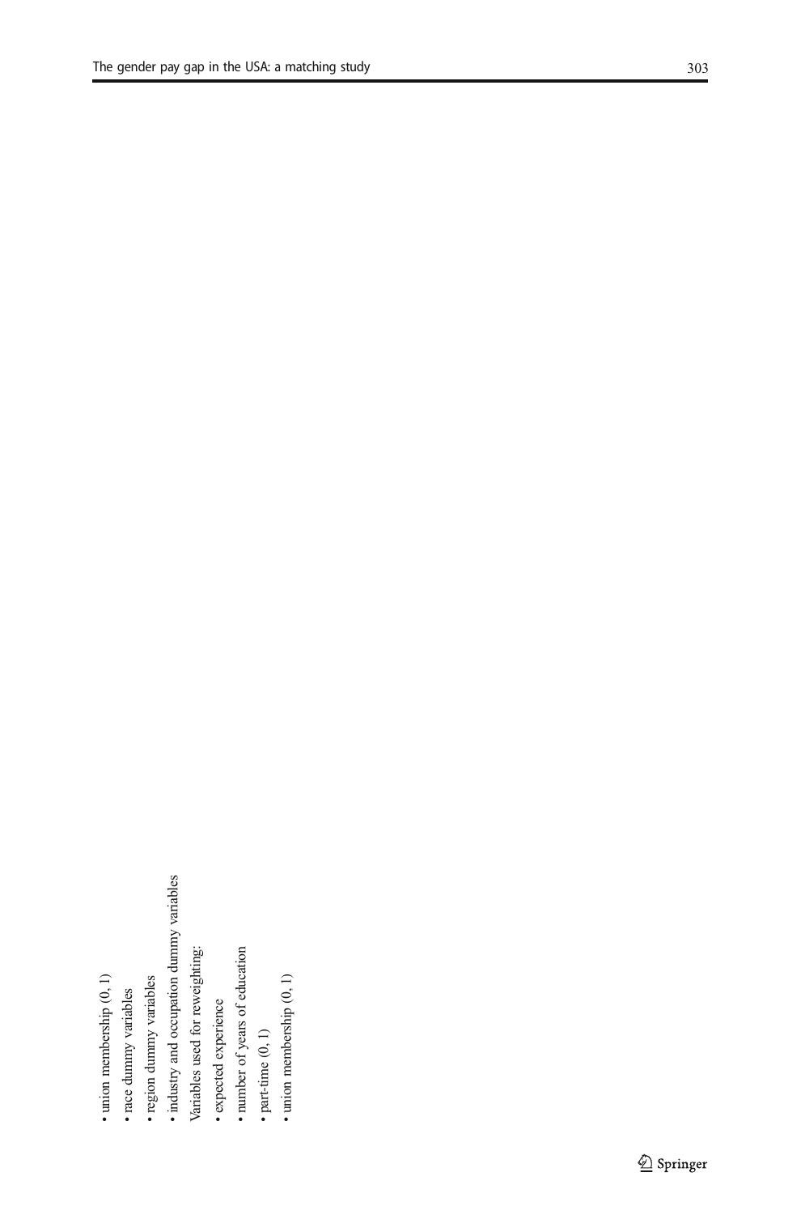- union membership (0, 1)
- race dummy variables
- region dummy variables
- industry and occupation dummy variables

Variables used for reweighting:

- expected experience
- number of years of education
- part-time (0, 1)
- union membership (0, 1)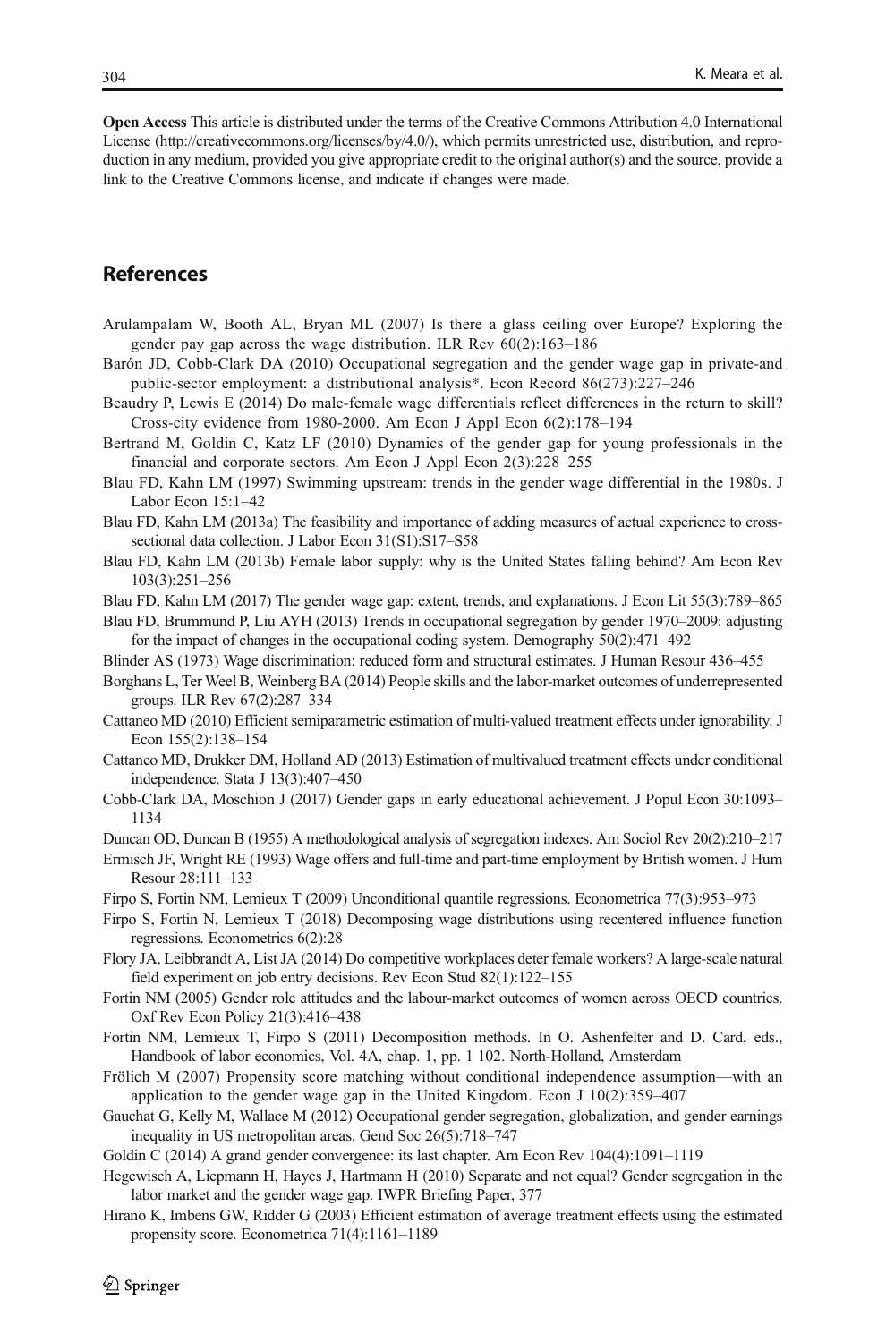**Open Access** This article is distributed under the terms of the Creative Commons Attribution 4.0 International License (http://creativecommons.org/licenses/by/4.0/), which permits unrestricted use, distribution, and reproduction in any medium, provided you give appropriate credit to the original author(s) and the source, provide a link to the Creative Commons license, and indicate if changes were made.

## References

Arulampalam W, Booth AL, Bryan ML (2007) Is there a glass ceiling over Europe? Exploring the gender pay gap across the wage distribution. ILR Rev 60(2):163–186

Barón JD, Cobb-Clark DA (2010) Occupational segregation and the gender wage gap in private-and public-sector employment: a distributional analysis*. Econ Record 86(273):227–246

Beaudry P, Lewis E (2014) Do male-female wage differentials reflect differences in the return to skill? Cross-city evidence from 1980-2000. Am Econ J Appl Econ 6(2):178–194

Bertrand M, Goldin C, Katz LF (2010) Dynamics of the gender gap for young professionals in the financial and corporate sectors. Am Econ J Appl Econ 2(3):228–255

Blau FD, Kahn LM (1997) Swimming upstream: trends in the gender wage differential in the 1980s. J Labor Econ 15:1–42

Blau FD, Kahn LM (2013a) The feasibility and importance of adding measures of actual experience to cross-sectional data collection. J Labor Econ 31(S1):S17–S58

Blau FD, Kahn LM (2013b) Female labor supply: why is the United States falling behind? Am Econ Rev 103(3):251–256

Blau FD, Kahn LM (2017) The gender wage gap: extent, trends, and explanations. J Econ Lit 55(3):789–865

Blau FD, Brummund P, Liu AYH (2013) Trends in occupational segregation by gender 1970–2009: adjusting for the impact of changes in the occupational coding system. Demography 50(2):471–492

Blinder AS (1973) Wage discrimination: reduced form and structural estimates. J Human Resour 436–455

Borghans L, Ter Weel B, Weinberg BA (2014) People skills and the labor-market outcomes of underrepresented groups. ILR Rev 67(2):287–334

Cattaneo MD (2010) Efficient semiparametric estimation of multi-valued treatment effects under ignorability. J Econ 155(2):138–154

Cattaneo MD, Drukker DM, Holland AD (2013) Estimation of multivalued treatment effects under conditional independence. Stata J 13(3):407–450

Cobb-Clark DA, Moschion J (2017) Gender gaps in early educational achievement. J Popul Econ 30:1093–1134

Duncan OD, Duncan B (1955) A methodological analysis of segregation indexes. Am Sociol Rev 20(2):210–217

Ermisch JF, Wright RE (1993) Wage offers and full-time and part-time employment by British women. J Hum Resour 28:111–133

Firpo S, Fortin NM, Lemieux T (2009) Unconditional quantile regressions. Econometrica 77(3):953–973

Firpo S, Fortin N, Lemieux T (2018) Decomposing wage distributions using recentered influence function regressions. Econometrics 6(2):28

Flory JA, Leibbrandt A, List JA (2014) Do competitive workplaces deter female workers? A large-scale natural field experiment on job entry decisions. Rev Econ Stud 82(1):122–155

Fortin NM (2005) Gender role attitudes and the labour-market outcomes of women across OECD countries. Oxf Rev Econ Policy 21(3):416–438

Fortin NM, Lemieux T, Firpo S (2011) Decomposition methods. In O. Ashenfelter and D. Card, eds., Handbook of labor economics, Vol. 4A, chap. 1, pp. 1 102. North-Holland, Amsterdam

Frölich M (2007) Propensity score matching without conditional independence assumption—with an application to the gender wage gap in the United Kingdom. Econ J 10(2):359–407

Gauchat G, Kelly M, Wallace M (2012) Occupational gender segregation, globalization, and gender earnings inequality in US metropolitan areas. Gend Soc 26(5):718–747

Goldin C (2014) A grand gender convergence: its last chapter. Am Econ Rev 104(4):1091–1119

Hegewisch A, Liepmann H, Hayes J, Hartmann H (2010) Separate and not equal? Gender segregation in the labor market and the gender wage gap. IWPR Briefing Paper, 377

Hirano K, Imbens GW, Ridder G (2003) Efficient estimation of average treatment effects using the estimated propensity score. Econometrica 71(4):1161–1189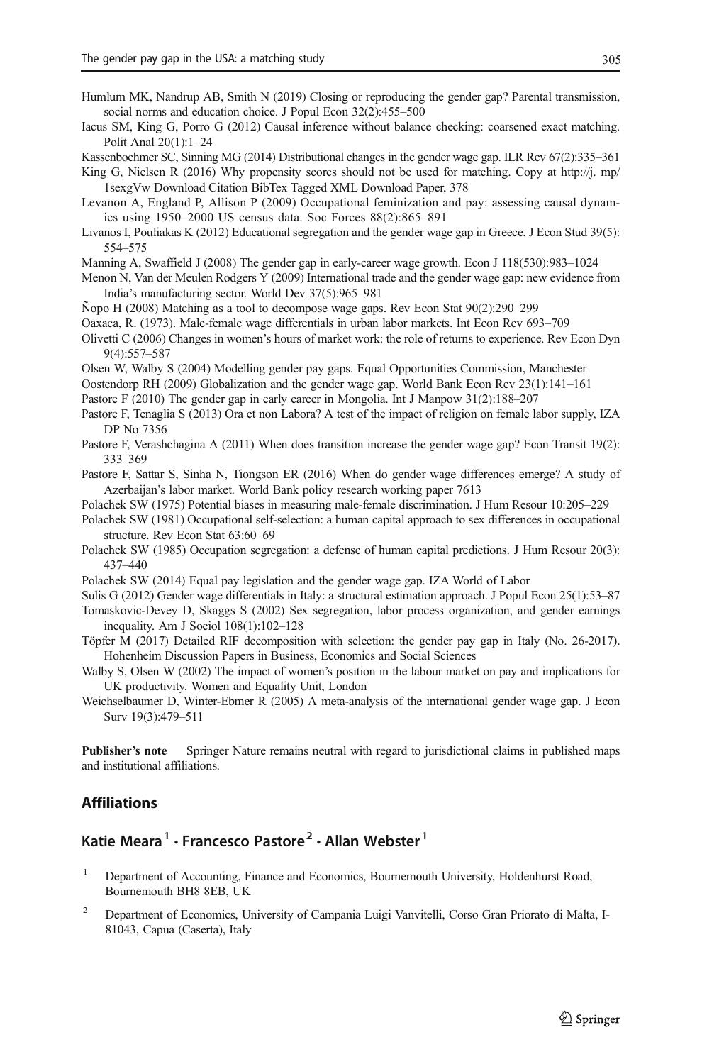Humlum MK, Nandrup AB, Smith N (2019) Closing or reproducing the gender gap? Parental transmission, social norms and education choice. J Popul Econ 32(2):455–500

Iacus SM, King G, Porro G (2012) Causal inference without balance checking: coarsened exact matching. Polit Anal 20(1):1–24

Kassenboehmer SC, Sinning MG (2014) Distributional changes in the gender wage gap. ILR Rev 67(2):335–361

King G, Nielsen R (2016) Why propensity scores should not be used for matching. Copy at http://j. mp/1sexgVw Download Citation BibTex Tagged XML Download Paper, 378

Levanon A, England P, Allison P (2009) Occupational feminization and pay: assessing causal dynamics using 1950–2000 US census data. Soc Forces 88(2):865–891

Livanos I, Pouliakas K (2012) Educational segregation and the gender wage gap in Greece. J Econ Stud 39(5): 554–575

Manning A, Swaffield J (2008) The gender gap in early-career wage growth. Econ J 118(530):983–1024

Menon N, Van der Meulen Rodgers Y (2009) International trade and the gender wage gap: new evidence from India's manufacturing sector. World Dev 37(5):965–981

Ñopo H (2008) Matching as a tool to decompose wage gaps. Rev Econ Stat 90(2):290–299

Oaxaca, R. (1973). Male-female wage differentials in urban labor markets. Int Econ Rev 693–709

Olivetti C (2006) Changes in women's hours of market work: the role of returns to experience. Rev Econ Dyn 9(4):557–587

Olsen W, Walby S (2004) Modelling gender pay gaps. Equal Opportunities Commission, Manchester

Oostendorp RH (2009) Globalization and the gender wage gap. World Bank Econ Rev 23(1):141–161

Pastore F (2010) The gender gap in early career in Mongolia. Int J Manpow 31(2):188–207

Pastore F, Tenaglia S (2013) Ora et non Labora? A test of the impact of religion on female labor supply, IZA DP No 7356

Pastore F, Verashchagina A (2011) When does transition increase the gender wage gap? Econ Transit 19(2): 333–369

Pastore F, Sattar S, Sinha N, Tiongson ER (2016) When do gender wage differences emerge? A study of Azerbaijan's labor market. World Bank policy research working paper 7613

Polachek SW (1975) Potential biases in measuring male-female discrimination. J Hum Resour 10:205–229

Polachek SW (1981) Occupational self-selection: a human capital approach to sex differences in occupational structure. Rev Econ Stat 63:60–69

Polachek SW (1985) Occupation segregation: a defense of human capital predictions. J Hum Resour 20(3): 437–440

Polachek SW (2014) Equal pay legislation and the gender wage gap. IZA World of Labor

Sulis G (2012) Gender wage differentials in Italy: a structural estimation approach. J Popul Econ 25(1):53–87

Tomaskovic-Devey D, Skaggs S (2002) Sex segregation, labor process organization, and gender earnings inequality. Am J Sociol 108(1):102–128

Töpfer M (2017) Detailed RIF decomposition with selection: the gender pay gap in Italy (No. 26-2017). Hohenheim Discussion Papers in Business, Economics and Social Sciences

Walby S, Olsen W (2002) The impact of women's position in the labour market on pay and implications for UK productivity. Women and Equality Unit, London

Weichselbaumer D, Winter-Ebmer R (2005) A meta-analysis of the international gender wage gap. J Econ Surv 19(3):479–511

**Publisher's note** Springer Nature remains neutral with regard to jurisdictional claims in published maps and institutional affiliations.

## Affiliations

### Katie Meara[1] · Francesco Pastore[2] · Allan Webster[1]

[1] Department of Accounting, Finance and Economics, Bournemouth University, Holdenhurst Road, Bournemouth BH8 8EB, UK

[2] Department of Economics, University of Campania Luigi Vanvitelli, Corso Gran Priorato di Malta, I-81043, Capua (Caserta), Italy